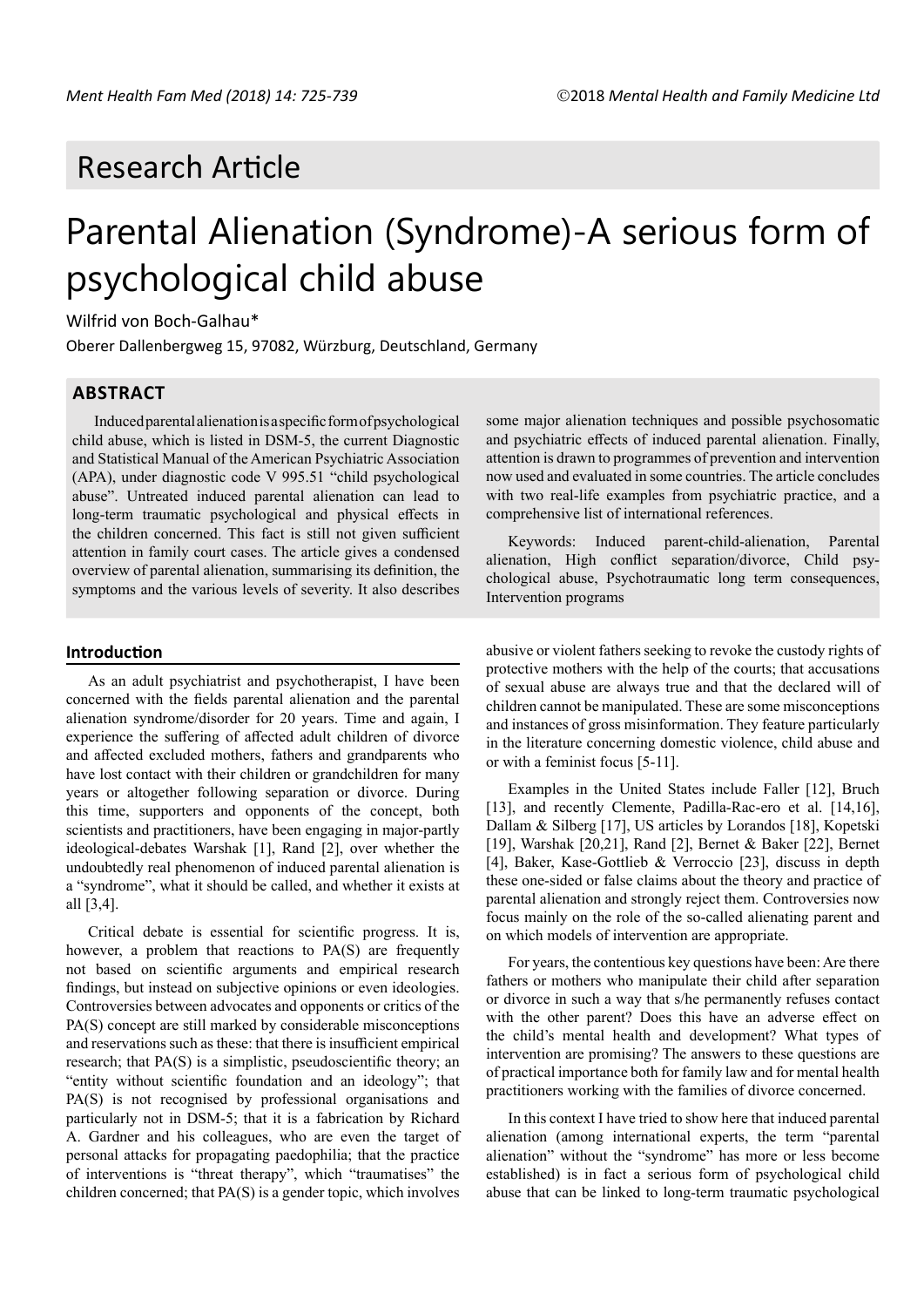Research Article

# Parental Alienation (Syndrome)-A serious form of psychological child abuse

Wilfrid von Boch-Galhau*

Oberer Dallenbergweg 15, 97082, Würzburg, Deutschland, Germany

## ABSTRACT

Induced parental alienation is a specific form of psychological child abuse, which is listed in DSM-5, the current Diagnostic and Statistical Manual of the American Psychiatric Association (APA), under diagnostic code V 995.51 "child psychological abuse". Untreated induced parental alienation can lead to long-term traumatic psychological and physical effects in the children concerned. This fact is still not given sufficient attention in family court cases. The article gives a condensed overview of parental alienation, summarising its definition, the symptoms and the various levels of severity. It also describes some major alienation techniques and possible psychosomatic and psychiatric effects of induced parental alienation. Finally, attention is drawn to programmes of prevention and intervention now used and evaluated in some countries. The article concludes with two real-life examples from psychiatric practice, and a comprehensive list of international references.

Keywords: Induced parent-child-alienation, Parental alienation, High conflict separation/divorce, Child psychological abuse, Psychotraumatic long term consequences, Intervention programs

## Introduction

As an adult psychiatrist and psychotherapist, I have been concerned with the fields parental alienation and the parental alienation syndrome/disorder for 20 years. Time and again, I experience the suffering of affected adult children of divorce and affected excluded mothers, fathers and grandparents who have lost contact with their children or grandchildren for many years or altogether following separation or divorce. During this time, supporters and opponents of the concept, both scientists and practitioners, have been engaging in major-partly ideological-debates Warshak [1], Rand [2], over whether the undoubtedly real phenomenon of induced parental alienation is a "syndrome", what it should be called, and whether it exists at all [3,4].

Critical debate is essential for scientific progress. It is, however, a problem that reactions to PA(S) are frequently not based on scientific arguments and empirical research findings, but instead on subjective opinions or even ideologies. Controversies between advocates and opponents or critics of the PA(S) concept are still marked by considerable misconceptions and reservations such as these: that there is insufficient empirical research; that PA(S) is a simplistic, pseudoscientific theory; an "entity without scientific foundation and an ideology"; that PA(S) is not recognised by professional organisations and particularly not in DSM-5; that it is a fabrication by Richard A. Gardner and his colleagues, who are even the target of personal attacks for propagating paedophilia; that the practice of interventions is "threat therapy", which "traumatises" the children concerned; that PA(S) is a gender topic, which involves abusive or violent fathers seeking to revoke the custody rights of protective mothers with the help of the courts; that accusations of sexual abuse are always true and that the declared will of children cannot be manipulated. These are some misconceptions and instances of gross misinformation. They feature particularly in the literature concerning domestic violence, child abuse and or with a feminist focus [5-11].

Examples in the United States include Faller [12], Bruch [13], and recently Clemente, Padilla-Rac-ero et al. [14,16], Dallam & Silberg [17], US articles by Lorandos [18], Kopetski [19], Warshak [20,21], Rand [2], Bernet & Baker [22], Bernet [4], Baker, Kase-Gottlieb & Verroccio [23], discuss in depth these one-sided or false claims about the theory and practice of parental alienation and strongly reject them. Controversies now focus mainly on the role of the so-called alienating parent and on which models of intervention are appropriate.

For years, the contentious key questions have been: Are there fathers or mothers who manipulate their child after separation or divorce in such a way that s/he permanently refuses contact with the other parent? Does this have an adverse effect on the child's mental health and development? What types of intervention are promising? The answers to these questions are of practical importance both for family law and for mental health practitioners working with the families of divorce concerned.

In this context I have tried to show here that induced parental alienation (among international experts, the term "parental alienation" without the "syndrome" has more or less become established) is in fact a serious form of psychological child abuse that can be linked to long-term traumatic psychological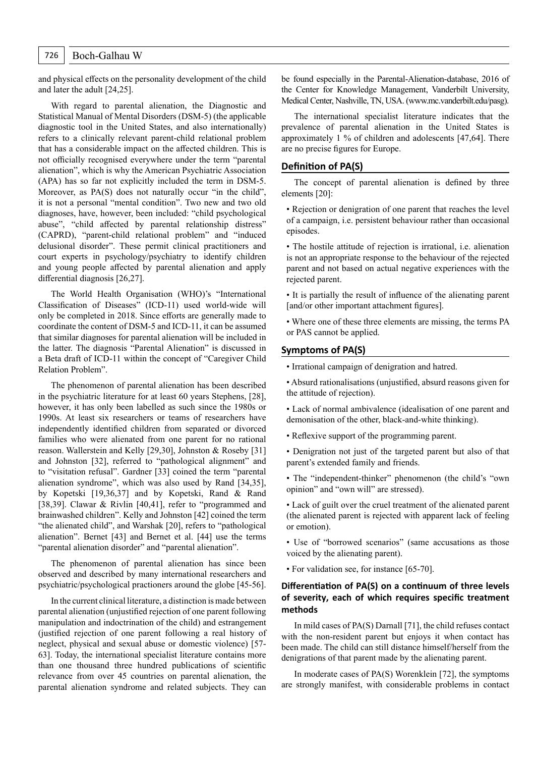and physical effects on the personality development of the child and later the adult [24,25].

With regard to parental alienation, the Diagnostic and Statistical Manual of Mental Disorders (DSM-5) (the applicable diagnostic tool in the United States, and also internationally) refers to a clinically relevant parent-child relational problem that has a considerable impact on the affected children. This is not officially recognised everywhere under the term "parental alienation", which is why the American Psychiatric Association (APA) has so far not explicitly included the term in DSM-5. Moreover, as PA(S) does not naturally occur "in the child", it is not a personal "mental condition". Two new and two old diagnoses, have, however, been included: "child psychological abuse", "child affected by parental relationship distress" (CAPRD), "parent-child relational problem" and "induced delusional disorder". These permit clinical practitioners and court experts in psychology/psychiatry to identify children and young people affected by parental alienation and apply differential diagnosis [26,27].

The World Health Organisation (WHO)'s "International Classification of Diseases" (ICD-11) used world-wide will only be completed in 2018. Since efforts are generally made to coordinate the content of DSM-5 and ICD-11, it can be assumed that similar diagnoses for parental alienation will be included in the latter. The diagnosis "Parental Alienation" is discussed in a Beta draft of ICD-11 within the concept of "Caregiver Child Relation Problem".

The phenomenon of parental alienation has been described in the psychiatric literature for at least 60 years Stephens, [28], however, it has only been labelled as such since the 1980s or 1990s. At least six researchers or teams of researchers have independently identified children from separated or divorced families who were alienated from one parent for no rational reason. Wallerstein and Kelly [29,30], Johnston & Roseby [31] and Johnston [32], referred to "pathological alignment" and to "visitation refusal". Gardner [33] coined the term "parental alienation syndrome", which was also used by Rand [34,35], by Kopetski [19,36,37] and by Kopetski, Rand & Rand [38,39]. Clawar & Rivlin [40,41], refer to "programmed and brainwashed children". Kelly and Johnston [42] coined the term "the alienated child", and Warshak [20], refers to "pathological alienation". Bernet [43] and Bernet et al. [44] use the terms "parental alienation disorder" and "parental alienation".

The phenomenon of parental alienation has since been observed and described by many international researchers and psychiatric/psychological practioners around the globe [45-56].

In the current clinical literature, a distinction is made between parental alienation (unjustified rejection of one parent following manipulation and indoctrination of the child) and estrangement (justified rejection of one parent following a real history of neglect, physical and sexual abuse or domestic violence) [57-63]. Today, the international specialist literature contains more than one thousand three hundred publications of scientific relevance from over 45 countries on parental alienation, the parental alienation syndrome and related subjects. They can be found especially in the Parental-Alienation-database, 2016 of the Center for Knowledge Management, Vanderbilt University, Medical Center, Nashville, TN, USA. (www.mc.vanderbilt.edu/pasg).

The international specialist literature indicates that the prevalence of parental alienation in the United States is approximately 1 % of children and adolescents [47,64]. There are no precise figures for Europe.

## Definition of PA(S)

The concept of parental alienation is defined by three elements [20]:

- Rejection or denigration of one parent that reaches the level of a campaign, i.e. persistent behaviour rather than occasional episodes.
- The hostile attitude of rejection is irrational, i.e. alienation is not an appropriate response to the behaviour of the rejected parent and not based on actual negative experiences with the rejected parent.
- It is partially the result of influence of the alienating parent [and/or other important attachment figures].
- Where one of these three elements are missing, the terms PA or PAS cannot be applied.

## Symptoms of PA(S)

- Irrational campaign of denigration and hatred.
- Absurd rationalisations (unjustified, absurd reasons given for the attitude of rejection).
- Lack of normal ambivalence (idealisation of one parent and demonisation of the other, black-and-white thinking).
- Reflexive support of the programming parent.
- Denigration not just of the targeted parent but also of that parent's extended family and friends.
- The "independent-thinker" phenomenon (the child's "own opinion" and "own will" are stressed).
- Lack of guilt over the cruel treatment of the alienated parent (the alienated parent is rejected with apparent lack of feeling or emotion).
- Use of "borrowed scenarios" (same accusations as those voiced by the alienating parent).
- For validation see, for instance [65-70].

## Differentiation of PA(S) on a continuum of three levels of severity, each of which requires specific treatment methods

In mild cases of PA(S) Darnall [71], the child refuses contact with the non-resident parent but enjoys it when contact has been made. The child can still distance himself/herself from the denigrations of that parent made by the alienating parent.

In moderate cases of PA(S) Worenklein [72], the symptoms are strongly manifest, with considerable problems in contact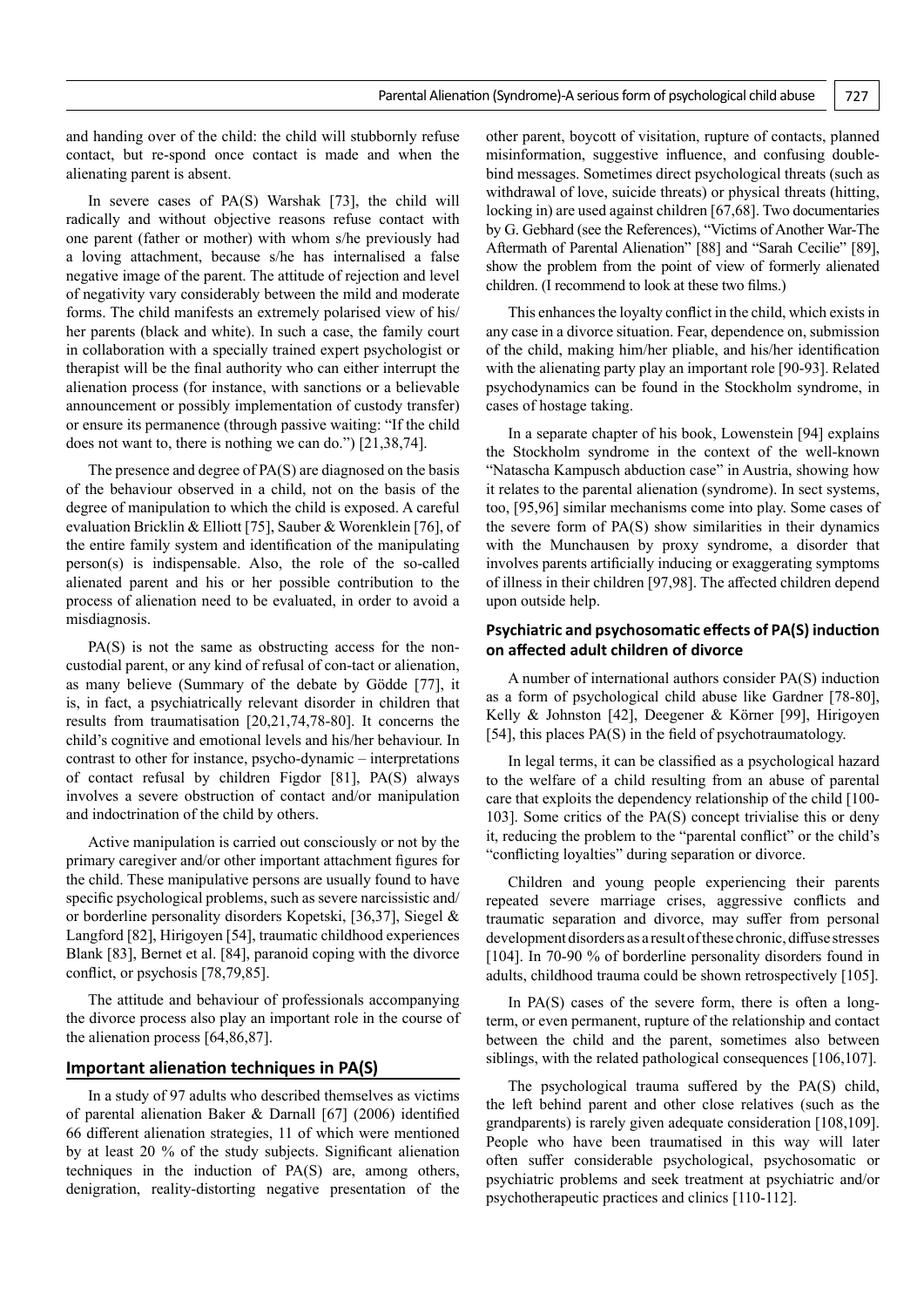and handing over of the child: the child will stubbornly refuse contact, but re-spond once contact is made and when the alienating parent is absent.

In severe cases of PA(S) Warshak [73], the child will radically and without objective reasons refuse contact with one parent (father or mother) with whom s/he previously had a loving attachment, because s/he has internalised a false negative image of the parent. The attitude of rejection and level of negativity vary considerably between the mild and moderate forms. The child manifests an extremely polarised view of his/her parents (black and white). In such a case, the family court in collaboration with a specially trained expert psychologist or therapist will be the final authority who can either interrupt the alienation process (for instance, with sanctions or a believable announcement or possibly implementation of custody transfer) or ensure its permanence (through passive waiting: "If the child does not want to, there is nothing we can do.") [21,38,74].

The presence and degree of PA(S) are diagnosed on the basis of the behaviour observed in a child, not on the basis of the degree of manipulation to which the child is exposed. A careful evaluation Bricklin & Elliott [75], Sauber & Worenklein [76], of the entire family system and identification of the manipulating person(s) is indispensable. Also, the role of the so-called alienated parent and his or her possible contribution to the process of alienation need to be evaluated, in order to avoid a misdiagnosis.

PA(S) is not the same as obstructing access for the non-custodial parent, or any kind of refusal of con-tact or alienation, as many believe (Summary of the debate by Gödde [77], it is, in fact, a psychiatrically relevant disorder in children that results from traumatisation [20,21,74,78-80]. It concerns the child's cognitive and emotional levels and his/her behaviour. In contrast to other for instance, psycho-dynamic – interpretations of contact refusal by children Figdor [81], PA(S) always involves a severe obstruction of contact and/or manipulation and indoctrination of the child by others.

Active manipulation is carried out consciously or not by the primary caregiver and/or other important attachment figures for the child. These manipulative persons are usually found to have specific psychological problems, such as severe narcissistic and/or borderline personality disorders Kopetski, [36,37], Siegel & Langford [82], Hirigoyen [54], traumatic childhood experiences Blank [83], Bernet et al. [84], paranoid coping with the divorce conflict, or psychosis [78,79,85].

The attitude and behaviour of professionals accompanying the divorce process also play an important role in the course of the alienation process [64,86,87].

## Important alienation techniques in PA(S)

In a study of 97 adults who described themselves as victims of parental alienation Baker & Darnall [67] (2006) identified 66 different alienation strategies, 11 of which were mentioned by at least 20 % of the study subjects. Significant alienation techniques in the induction of PA(S) are, among others, denigration, reality-distorting negative presentation of the other parent, boycott of visitation, rupture of contacts, planned misinformation, suggestive influence, and confusing double-bind messages. Sometimes direct psychological threats (such as withdrawal of love, suicide threats) or physical threats (hitting, locking in) are used against children [67,68]. Two documentaries by G. Gebhard (see the References), "Victims of Another War-The Aftermath of Parental Alienation" [88] and "Sarah Cecilie" [89], show the problem from the point of view of formerly alienated children. (I recommend to look at these two films.)

This enhances the loyalty conflict in the child, which exists in any case in a divorce situation. Fear, dependence on, submission of the child, making him/her pliable, and his/her identification with the alienating party play an important role [90-93]. Related psychodynamics can be found in the Stockholm syndrome, in cases of hostage taking.

In a separate chapter of his book, Lowenstein [94] explains the Stockholm syndrome in the context of the well-known "Natascha Kampusch abduction case" in Austria, showing how it relates to the parental alienation (syndrome). In sect systems, too, [95,96] similar mechanisms come into play. Some cases of the severe form of PA(S) show similarities in their dynamics with the Munchausen by proxy syndrome, a disorder that involves parents artificially inducing or exaggerating symptoms of illness in their children [97,98]. The affected children depend upon outside help.

### Psychiatric and psychosomatic effects of PA(S) induction on affected adult children of divorce

A number of international authors consider PA(S) induction as a form of psychological child abuse like Gardner [78-80], Kelly & Johnston [42], Deegener & Körner [99], Hirigoyen [54], this places PA(S) in the field of psychotraumatology.

In legal terms, it can be classified as a psychological hazard to the welfare of a child resulting from an abuse of parental care that exploits the dependency relationship of the child [100-103]. Some critics of the PA(S) concept trivialise this or deny it, reducing the problem to the "parental conflict" or the child's "conflicting loyalties" during separation or divorce.

Children and young people experiencing their parents repeated severe marriage crises, aggressive conflicts and traumatic separation and divorce, may suffer from personal development disorders as a result of these chronic, diffuse stresses [104]. In 70-90 % of borderline personality disorders found in adults, childhood trauma could be shown retrospectively [105].

In PA(S) cases of the severe form, there is often a long-term, or even permanent, rupture of the relationship and contact between the child and the parent, sometimes also between siblings, with the related pathological consequences [106,107].

The psychological trauma suffered by the PA(S) child, the left behind parent and other close relatives (such as the grandparents) is rarely given adequate consideration [108,109]. People who have been traumatised in this way will later often suffer considerable psychological, psychosomatic or psychiatric problems and seek treatment at psychiatric and/or psychotherapeutic practices and clinics [110-112].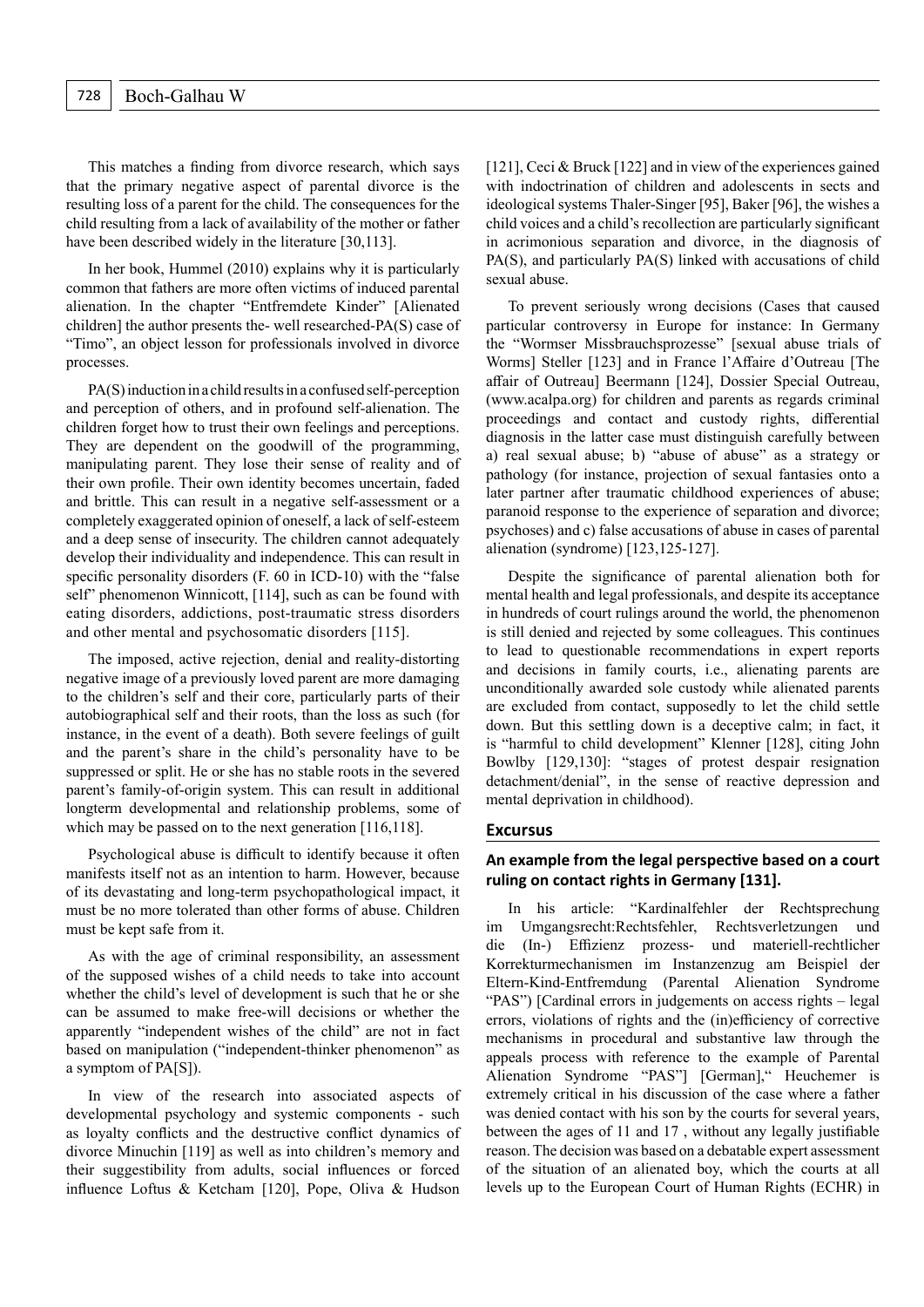This matches a finding from divorce research, which says that the primary negative aspect of parental divorce is the resulting loss of a parent for the child. The consequences for the child resulting from a lack of availability of the mother or father have been described widely in the literature [30,113].

In her book, Hummel (2010) explains why it is particularly common that fathers are more often victims of induced parental alienation. In the chapter "Entfremdete Kinder" [Alienated children] the author presents the- well researched-PA(S) case of "Timo", an object lesson for professionals involved in divorce processes.

PA(S) induction in a child results in a confused self-perception and perception of others, and in profound self-alienation. The children forget how to trust their own feelings and perceptions. They are dependent on the goodwill of the programming, manipulating parent. They lose their sense of reality and of their own profile. Their own identity becomes uncertain, faded and brittle. This can result in a negative self-assessment or a completely exaggerated opinion of oneself, a lack of self-esteem and a deep sense of insecurity. The children cannot adequately develop their individuality and independence. This can result in specific personality disorders (F. 60 in ICD-10) with the "false self" phenomenon Winnicott, [114], such as can be found with eating disorders, addictions, post-traumatic stress disorders and other mental and psychosomatic disorders [115].

The imposed, active rejection, denial and reality-distorting negative image of a previously loved parent are more damaging to the children's self and their core, particularly parts of their autobiographical self and their roots, than the loss as such (for instance, in the event of a death). Both severe feelings of guilt and the parent's share in the child's personality have to be suppressed or split. He or she has no stable roots in the severed parent's family-of-origin system. This can result in additional longterm developmental and relationship problems, some of which may be passed on to the next generation [116,118].

Psychological abuse is difficult to identify because it often manifests itself not as an intention to harm. However, because of its devastating and long-term psychopathological impact, it must be no more tolerated than other forms of abuse. Children must be kept safe from it.

As with the age of criminal responsibility, an assessment of the supposed wishes of a child needs to take into account whether the child's level of development is such that he or she can be assumed to make free-will decisions or whether the apparently "independent wishes of the child" are not in fact based on manipulation ("independent-thinker phenomenon" as a symptom of PA[S]).

In view of the research into associated aspects of developmental psychology and systemic components - such as loyalty conflicts and the destructive conflict dynamics of divorce Minuchin [119] as well as into children's memory and their suggestibility from adults, social influences or forced influence Loftus & Ketcham [120], Pope, Oliva & Hudson [121], Ceci & Bruck [122] and in view of the experiences gained with indoctrination of children and adolescents in sects and ideological systems Thaler-Singer [95], Baker [96], the wishes a child voices and a child's recollection are particularly significant in acrimonious separation and divorce, in the diagnosis of PA(S), and particularly PA(S) linked with accusations of child sexual abuse.

To prevent seriously wrong decisions (Cases that caused particular controversy in Europe for instance: In Germany the "Wormser Missbrauchsprozesse" [sexual abuse trials of Worms] Steller [123] and in France l'Affaire d'Outreau [The affair of Outreau] Beermann [124], Dossier Special Outreau, (www.acalpa.org) for children and parents as regards criminal proceedings and contact and custody rights, differential diagnosis in the latter case must distinguish carefully between a) real sexual abuse; b) "abuse of abuse" as a strategy or pathology (for instance, projection of sexual fantasies onto a later partner after traumatic childhood experiences of abuse; paranoid response to the experience of separation and divorce; psychoses) and c) false accusations of abuse in cases of parental alienation (syndrome) [123,125-127].

Despite the significance of parental alienation both for mental health and legal professionals, and despite its acceptance in hundreds of court rulings around the world, the phenomenon is still denied and rejected by some colleagues. This continues to lead to questionable recommendations in expert reports and decisions in family courts, i.e., alienating parents are unconditionally awarded sole custody while alienated parents are excluded from contact, supposedly to let the child settle down. But this settling down is a deceptive calm; in fact, it is "harmful to child development" Klenner [128], citing John Bowlby [129,130]: "stages of protest despair resignation detachment/denial", in the sense of reactive depression and mental deprivation in childhood).

## Excursus

### An example from the legal perspective based on a court ruling on contact rights in Germany [131].

In his article: "Kardinalfehler der Rechtsprechung im Umgangsrecht:Rechtsfehler, Rechtsverletzungen und die (In-) Effizienz prozess- und materiell-rechtlicher Korrekturmechanismen im Instanzenzug am Beispiel der Eltern-Kind-Entfremdung (Parental Alienation Syndrome "PAS") [Cardinal errors in judgements on access rights – legal errors, violations of rights and the (in)efficiency of corrective mechanisms in procedural and substantive law through the appeals process with reference to the example of Parental Alienation Syndrome "PAS"] [German]," Heuchemer is extremely critical in his discussion of the case where a father was denied contact with his son by the courts for several years, between the ages of 11 and 17 , without any legally justifiable reason. The decision was based on a debatable expert assessment of the situation of an alienated boy, which the courts at all levels up to the European Court of Human Rights (ECHR) in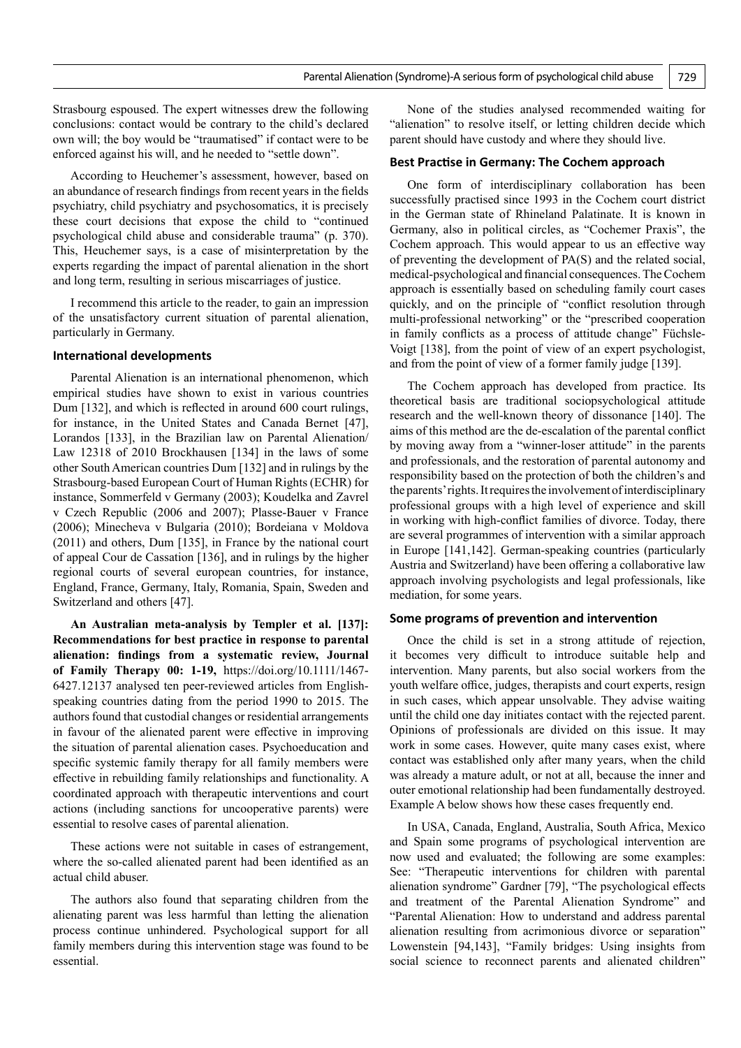Strasbourg espoused. The expert witnesses drew the following conclusions: contact would be contrary to the child's declared own will; the boy would be "traumatised" if contact were to be enforced against his will, and he needed to "settle down".

According to Heuchemer's assessment, however, based on an abundance of research findings from recent years in the fields psychiatry, child psychiatry and psychosomatics, it is precisely these court decisions that expose the child to "continued psychological child abuse and considerable trauma" (p. 370). This, Heuchemer says, is a case of misinterpretation by the experts regarding the impact of parental alienation in the short and long term, resulting in serious miscarriages of justice.

I recommend this article to the reader, to gain an impression of the unsatisfactory current situation of parental alienation, particularly in Germany.

## International developments

Parental Alienation is an international phenomenon, which empirical studies have shown to exist in various countries Dum [132], and which is reflected in around 600 court rulings, for instance, in the United States and Canada Bernet [47], Lorandos [133], in the Brazilian law on Parental Alienation/Law 12318 of 2010 Brockhausen [134] in the laws of some other South American countries Dum [132] and in rulings by the Strasbourg-based European Court of Human Rights (ECHR) for instance, Sommerfeld v Germany (2003); Koudelka and Zavrel v Czech Republic (2006 and 2007); Plasse-Bauer v France (2006); Minecheva v Bulgaria (2010); Bordeiana v Moldova (2011) and others, Dum [135], in France by the national court of appeal Cour de Cassation [136], and in rulings by the higher regional courts of several european countries, for instance, England, France, Germany, Italy, Romania, Spain, Sweden and Switzerland and others [47].

**An Australian meta-analysis by Templer et al. [137]: Recommendations for best practice in response to parental alienation: findings from a systematic review, Journal of Family Therapy 00: 1-19,** https://doi.org/10.1111/1467-6427.12137 analysed ten peer-reviewed articles from English-speaking countries dating from the period 1990 to 2015. The authors found that custodial changes or residential arrangements in favour of the alienated parent were effective in improving the situation of parental alienation cases. Psychoeducation and specific systemic family therapy for all family members were effective in rebuilding family relationships and functionality. A coordinated approach with therapeutic interventions and court actions (including sanctions for uncooperative parents) were essential to resolve cases of parental alienation.

These actions were not suitable in cases of estrangement, where the so-called alienated parent had been identified as an actual child abuser.

The authors also found that separating children from the alienating parent was less harmful than letting the alienation process continue unhindered. Psychological support for all family members during this intervention stage was found to be essential.

None of the studies analysed recommended waiting for "alienation" to resolve itself, or letting children decide which parent should have custody and where they should live.

## Best Practise in Germany: The Cochem approach

One form of interdisciplinary collaboration has been successfully practised since 1993 in the Cochem court district in the German state of Rhineland Palatinate. It is known in Germany, also in political circles, as "Cochemer Praxis", the Cochem approach. This would appear to us an effective way of preventing the development of PA(S) and the related social, medical-psychological and financial consequences. The Cochem approach is essentially based on scheduling family court cases quickly, and on the principle of "conflict resolution through multi-professional networking" or the "prescribed cooperation in family conflicts as a process of attitude change" Füchsle-Voigt [138], from the point of view of an expert psychologist, and from the point of view of a former family judge [139].

The Cochem approach has developed from practice. Its theoretical basis are traditional sociopsychological attitude research and the well-known theory of dissonance [140]. The aims of this method are the de-escalation of the parental conflict by moving away from a "winner-loser attitude" in the parents and professionals, and the restoration of parental autonomy and responsibility based on the protection of both the children's and the parents' rights. It requires the involvement of interdisciplinary professional groups with a high level of experience and skill in working with high-conflict families of divorce. Today, there are several programmes of intervention with a similar approach in Europe [141,142]. German-speaking countries (particularly Austria and Switzerland) have been offering a collaborative law approach involving psychologists and legal professionals, like mediation, for some years.

## Some programs of prevention and intervention

Once the child is set in a strong attitude of rejection, it becomes very difficult to introduce suitable help and intervention. Many parents, but also social workers from the youth welfare office, judges, therapists and court experts, resign in such cases, which appear unsolvable. They advise waiting until the child one day initiates contact with the rejected parent. Opinions of professionals are divided on this issue. It may work in some cases. However, quite many cases exist, where contact was established only after many years, when the child was already a mature adult, or not at all, because the inner and outer emotional relationship had been fundamentally destroyed. Example A below shows how these cases frequently end.

In USA, Canada, England, Australia, South Africa, Mexico and Spain some programs of psychological intervention are now used and evaluated; the following are some examples: See: "Therapeutic interventions for children with parental alienation syndrome" Gardner [79], "The psychological effects and treatment of the Parental Alienation Syndrome" and "Parental Alienation: How to understand and address parental alienation resulting from acrimonious divorce or separation" Lowenstein [94,143], "Family bridges: Using insights from social science to reconnect parents and alienated children"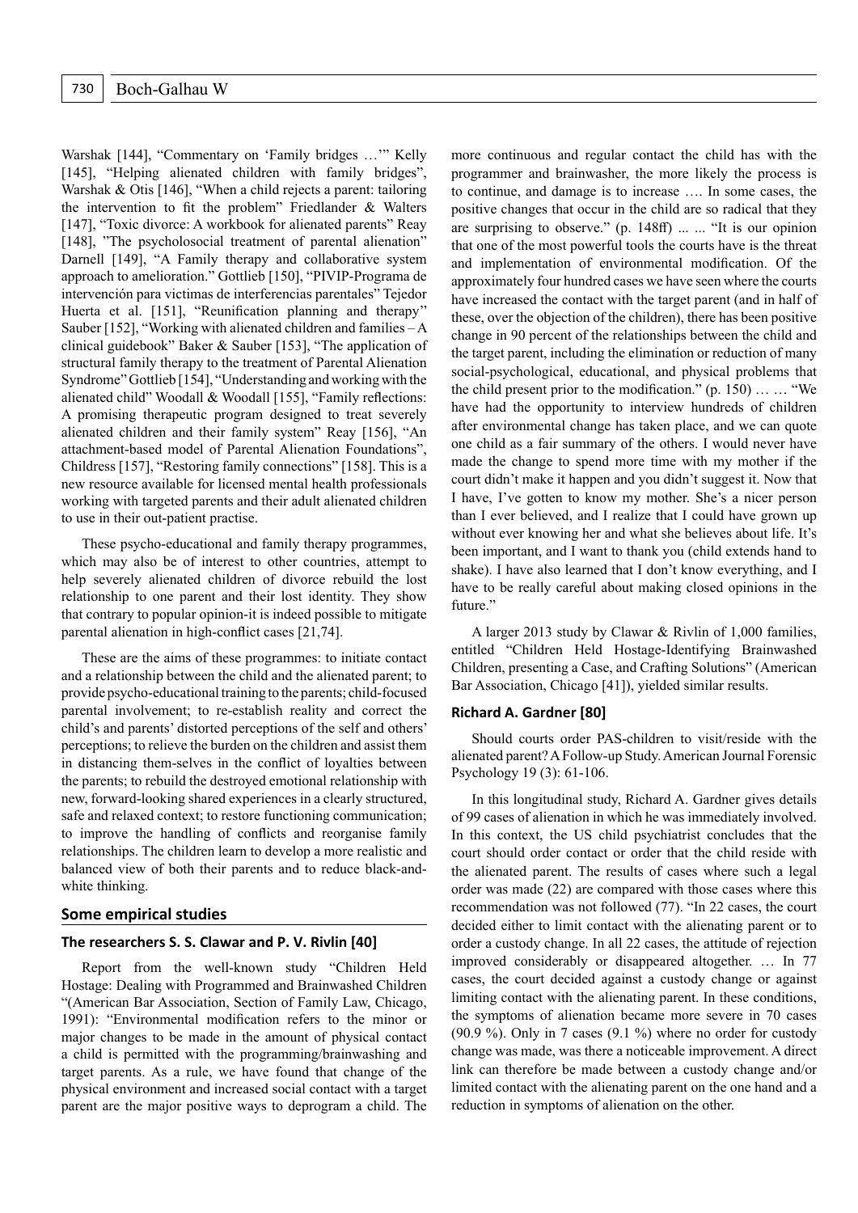Warshak [144], "Commentary on 'Family bridges …'" Kelly [145], "Helping alienated children with family bridges", Warshak & Otis [146], "When a child rejects a parent: tailoring the intervention to fit the problem" Friedlander & Walters [147], "Toxic divorce: A workbook for alienated parents" Reay [148], "The psycholosocial treatment of parental alienation" Darnell [149], "A Family therapy and collaborative system approach to amelioration." Gottlieb [150], "PIVIP-Programa de intervención para victimas de interferencias parentales" Tejedor Huerta et al. [151], "Reunification planning and therapy" Sauber [152], "Working with alienated children and families – A clinical guidebook" Baker & Sauber [153], "The application of structural family therapy to the treatment of Parental Alienation Syndrome" Gottlieb [154], "Understanding and working with the alienated child" Woodall & Woodall [155], "Family reflections: A promising therapeutic program designed to treat severely alienated children and their family system" Reay [156], "An attachment-based model of Parental Alienation Foundations", Childress [157], "Restoring family connections" [158]. This is a new resource available for licensed mental health professionals working with targeted parents and their adult alienated children to use in their out-patient practise.

These psycho-educational and family therapy programmes, which may also be of interest to other countries, attempt to help severely alienated children of divorce rebuild the lost relationship to one parent and their lost identity. They show that contrary to popular opinion-it is indeed possible to mitigate parental alienation in high-conflict cases [21,74].

These are the aims of these programmes: to initiate contact and a relationship between the child and the alienated parent; to provide psycho-educational training to the parents; child-focused parental involvement; to re-establish reality and correct the child's and parents' distorted perceptions of the self and others' perceptions; to relieve the burden on the children and assist them in distancing them-selves in the conflict of loyalties between the parents; to rebuild the destroyed emotional relationship with new, forward-looking shared experiences in a clearly structured, safe and relaxed context; to restore functioning communication; to improve the handling of conflicts and reorganise family relationships. The children learn to develop a more realistic and balanced view of both their parents and to reduce black-and-white thinking.

## Some empirical studies

### The researchers S. S. Clawar and P. V. Rivlin [40]

Report from the well-known study "Children Held Hostage: Dealing with Programmed and Brainwashed Children "(American Bar Association, Section of Family Law, Chicago, 1991): "Environmental modification refers to the minor or major changes to be made in the amount of physical contact a child is permitted with the programming/brainwashing and target parents. As a rule, we have found that change of the physical environment and increased social contact with a target parent are the major positive ways to deprogram a child. The more continuous and regular contact the child has with the programmer and brainwasher, the more likely the process is to continue, and damage is to increase …. In some cases, the positive changes that occur in the child are so radical that they are surprising to observe." (p. 148ff) ... ... "It is our opinion that one of the most powerful tools the courts have is the threat and implementation of environmental modification. Of the approximately four hundred cases we have seen where the courts have increased the contact with the target parent (and in half of these, over the objection of the children), there has been positive change in 90 percent of the relationships between the child and the target parent, including the elimination or reduction of many social-psychological, educational, and physical problems that the child present prior to the modification." (p. 150) … … "We have had the opportunity to interview hundreds of children after environmental change has taken place, and we can quote one child as a fair summary of the others. I would never have made the change to spend more time with my mother if the court didn't make it happen and you didn't suggest it. Now that I have, I've gotten to know my mother. She's a nicer person than I ever believed, and I realize that I could have grown up without ever knowing her and what she believes about life. It's been important, and I want to thank you (child extends hand to shake). I have also learned that I don't know everything, and I have to be really careful about making closed opinions in the future."

A larger 2013 study by Clawar & Rivlin of 1,000 families, entitled "Children Held Hostage-Identifying Brainwashed Children, presenting a Case, and Crafting Solutions" (American Bar Association, Chicago [41]), yielded similar results.

### Richard A. Gardner [80]

Should courts order PAS-children to visit/reside with the alienated parent? A Follow-up Study. American Journal Forensic Psychology 19 (3): 61-106.

In this longitudinal study, Richard A. Gardner gives details of 99 cases of alienation in which he was immediately involved. In this context, the US child psychiatrist concludes that the court should order contact or order that the child reside with the alienated parent. The results of cases where such a legal order was made (22) are compared with those cases where this recommendation was not followed (77). "In 22 cases, the court decided either to limit contact with the alienating parent or to order a custody change. In all 22 cases, the attitude of rejection improved considerably or disappeared altogether. … In 77 cases, the court decided against a custody change or against limiting contact with the alienating parent. In these conditions, the symptoms of alienation became more severe in 70 cases (90.9 %). Only in 7 cases (9.1 %) where no order for custody change was made, was there a noticeable improvement. A direct link can therefore be made between a custody change and/or limited contact with the alienating parent on the one hand and a reduction in symptoms of alienation on the other.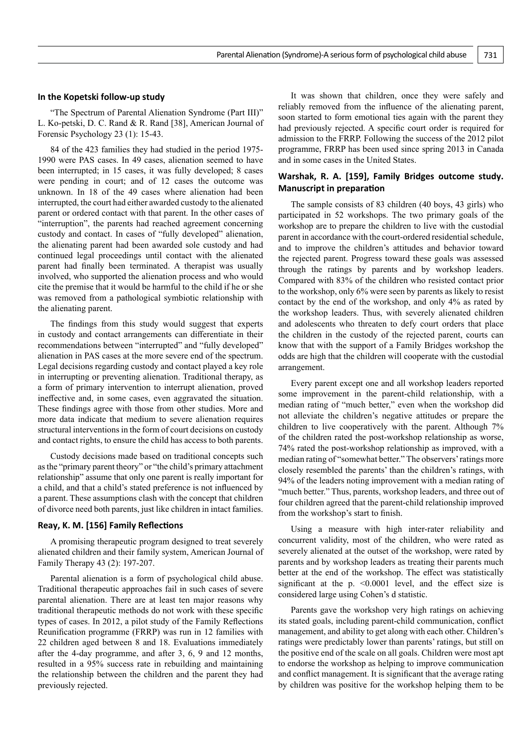### In the Kopetski follow-up study

"The Spectrum of Parental Alienation Syndrome (Part III)" L. Ko-petski, D. C. Rand & R. Rand [38], American Journal of Forensic Psychology 23 (1): 15-43.

84 of the 423 families they had studied in the period 1975-1990 were PAS cases. In 49 cases, alienation seemed to have been interrupted; in 15 cases, it was fully developed; 8 cases were pending in court; and of 12 cases the outcome was unknown. In 18 of the 49 cases where alienation had been interrupted, the court had either awarded custody to the alienated parent or ordered contact with that parent. In the other cases of "interruption", the parents had reached agreement concerning custody and contact. In cases of "fully developed" alienation, the alienating parent had been awarded sole custody and had continued legal proceedings until contact with the alienated parent had finally been terminated. A therapist was usually involved, who supported the alienation process and who would cite the premise that it would be harmful to the child if he or she was removed from a pathological symbiotic relationship with the alienating parent.

The findings from this study would suggest that experts in custody and contact arrangements can differentiate in their recommendations between "interrupted" and "fully developed" alienation in PAS cases at the more severe end of the spectrum. Legal decisions regarding custody and contact played a key role in interrupting or preventing alienation. Traditional therapy, as a form of primary intervention to interrupt alienation, proved ineffective and, in some cases, even aggravated the situation. These findings agree with those from other studies. More and more data indicate that medium to severe alienation requires structural interventions in the form of court decisions on custody and contact rights, to ensure the child has access to both parents.

Custody decisions made based on traditional concepts such as the "primary parent theory" or "the child's primary attachment relationship" assume that only one parent is really important for a child, and that a child's stated preference is not influenced by a parent. These assumptions clash with the concept that children of divorce need both parents, just like children in intact families.

### Reay, K. M. [156] Family Reflections

A promising therapeutic program designed to treat severely alienated children and their family system, American Journal of Family Therapy 43 (2): 197-207.

Parental alienation is a form of psychological child abuse. Traditional therapeutic approaches fail in such cases of severe parental alienation. There are at least ten major reasons why traditional therapeutic methods do not work with these specific types of cases. In 2012, a pilot study of the Family Reflections Reunification programme (FRRP) was run in 12 families with 22 children aged between 8 and 18. Evaluations immediately after the 4-day programme, and after 3, 6, 9 and 12 months, resulted in a 95% success rate in rebuilding and maintaining the relationship between the children and the parent they had previously rejected.

It was shown that children, once they were safely and reliably removed from the influence of the alienating parent, soon started to form emotional ties again with the parent they had previously rejected. A specific court order is required for admission to the FRRP. Following the success of the 2012 pilot programme, FRRP has been used since spring 2013 in Canada and in some cases in the United States.

### Warshak, R. A. [159], Family Bridges outcome study. Manuscript in preparation

The sample consists of 83 children (40 boys, 43 girls) who participated in 52 workshops. The two primary goals of the workshop are to prepare the children to live with the custodial parent in accordance with the court-ordered residential schedule, and to improve the children's attitudes and behavior toward the rejected parent. Progress toward these goals was assessed through the ratings by parents and by workshop leaders. Compared with 83% of the children who resisted contact prior to the workshop, only 6% were seen by parents as likely to resist contact by the end of the workshop, and only 4% as rated by the workshop leaders. Thus, with severely alienated children and adolescents who threaten to defy court orders that place the children in the custody of the rejected parent, courts can know that with the support of a Family Bridges workshop the odds are high that the children will cooperate with the custodial arrangement.

Every parent except one and all workshop leaders reported some improvement in the parent-child relationship, with a median rating of "much better," even when the workshop did not alleviate the children's negative attitudes or prepare the children to live cooperatively with the parent. Although 7% of the children rated the post-workshop relationship as worse, 74% rated the post-workshop relationship as improved, with a median rating of "somewhat better." The observers' ratings more closely resembled the parents' than the children's ratings, with 94% of the leaders noting improvement with a median rating of "much better." Thus, parents, workshop leaders, and three out of four children agreed that the parent-child relationship improved from the workshop's start to finish.

Using a measure with high inter-rater reliability and concurrent validity, most of the children, who were rated as severely alienated at the outset of the workshop, were rated by parents and by workshop leaders as treating their parents much better at the end of the workshop. The effect was statistically significant at the p. <0.0001 level, and the effect size is considered large using Cohen's d statistic.

Parents gave the workshop very high ratings on achieving its stated goals, including parent-child communication, conflict management, and ability to get along with each other. Children's ratings were predictably lower than parents' ratings, but still on the positive end of the scale on all goals. Children were most apt to endorse the workshop as helping to improve communication and conflict management. It is significant that the average rating by children was positive for the workshop helping them to be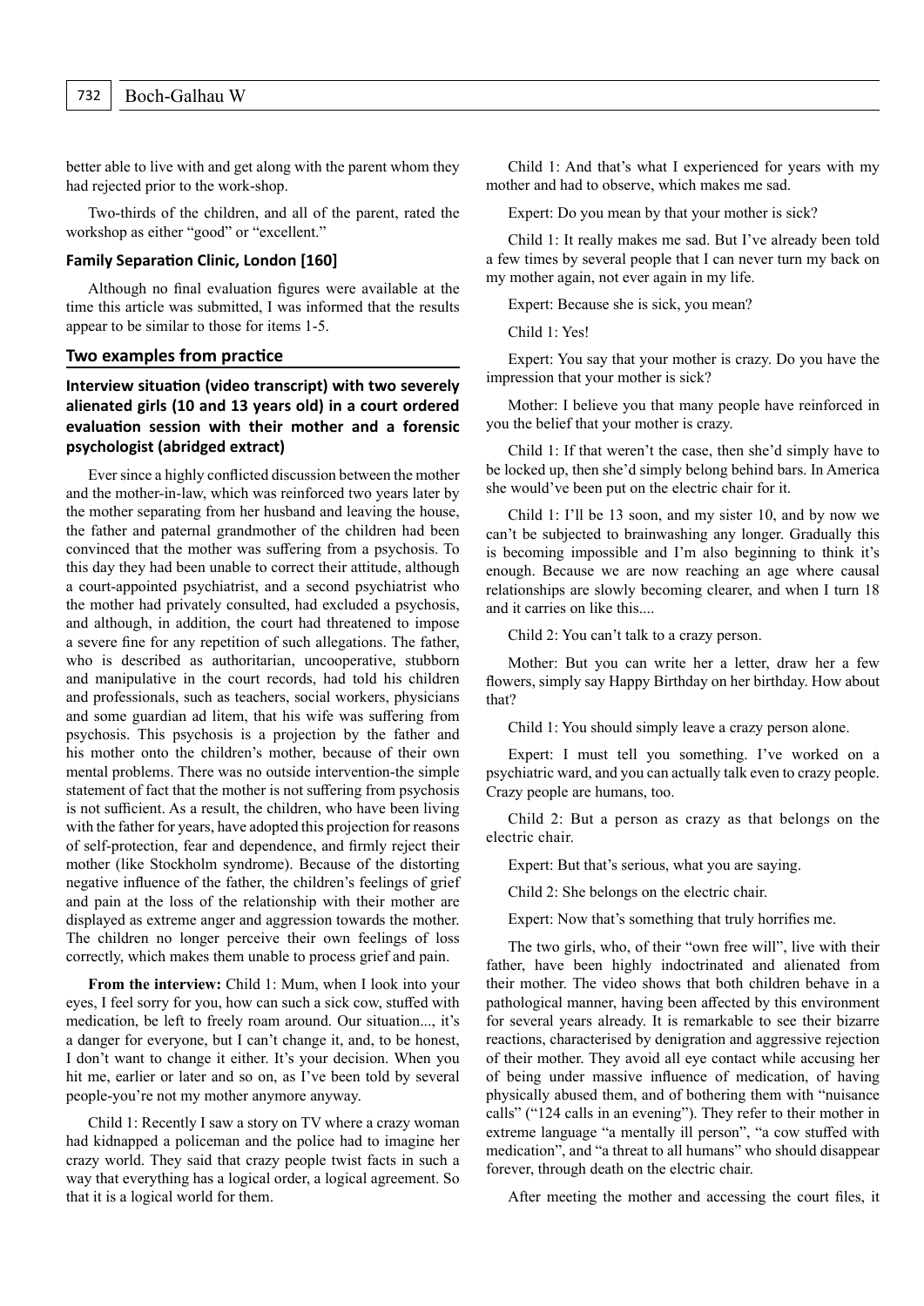better able to live with and get along with the parent whom they had rejected prior to the work-shop.

Two-thirds of the children, and all of the parent, rated the workshop as either "good" or "excellent."

**Family Separation Clinic, London [160]**

Although no final evaluation figures were available at the time this article was submitted, I was informed that the results appear to be similar to those for items 1-5.

## Two examples from practice

### Interview situation (video transcript) with two severely alienated girls (10 and 13 years old) in a court ordered evaluation session with their mother and a forensic psychologist (abridged extract)

Ever since a highly conflicted discussion between the mother and the mother-in-law, which was reinforced two years later by the mother separating from her husband and leaving the house, the father and paternal grandmother of the children had been convinced that the mother was suffering from a psychosis. To this day they had been unable to correct their attitude, although a court-appointed psychiatrist, and a second psychiatrist who the mother had privately consulted, had excluded a psychosis, and although, in addition, the court had threatened to impose a severe fine for any repetition of such allegations. The father, who is described as authoritarian, uncooperative, stubborn and manipulative in the court records, had told his children and professionals, such as teachers, social workers, physicians and some guardian ad litem, that his wife was suffering from psychosis. This psychosis is a projection by the father and his mother onto the children's mother, because of their own mental problems. There was no outside intervention-the simple statement of fact that the mother is not suffering from psychosis is not sufficient. As a result, the children, who have been living with the father for years, have adopted this projection for reasons of self-protection, fear and dependence, and firmly reject their mother (like Stockholm syndrome). Because of the distorting negative influence of the father, the children's feelings of grief and pain at the loss of the relationship with their mother are displayed as extreme anger and aggression towards the mother. The children no longer perceive their own feelings of loss correctly, which makes them unable to process grief and pain.

**From the interview:** Child 1: Mum, when I look into your eyes, I feel sorry for you, how can such a sick cow, stuffed with medication, be left to freely roam around. Our situation..., it's a danger for everyone, but I can't change it, and, to be honest, I don't want to change it either. It's your decision. When you hit me, earlier or later and so on, as I've been told by several people-you're not my mother anymore anyway.

Child 1: Recently I saw a story on TV where a crazy woman had kidnapped a policeman and the police had to imagine her crazy world. They said that crazy people twist facts in such a way that everything has a logical order, a logical agreement. So that it is a logical world for them.

Child 1: And that's what I experienced for years with my mother and had to observe, which makes me sad.

Expert: Do you mean by that your mother is sick?

Child 1: It really makes me sad. But I've already been told a few times by several people that I can never turn my back on my mother again, not ever again in my life.

Expert: Because she is sick, you mean?

Child 1: Yes!

Expert: You say that your mother is crazy. Do you have the impression that your mother is sick?

Mother: I believe you that many people have reinforced in you the belief that your mother is crazy.

Child 1: If that weren't the case, then she'd simply have to be locked up, then she'd simply belong behind bars. In America she would've been put on the electric chair for it.

Child 1: I'll be 13 soon, and my sister 10, and by now we can't be subjected to brainwashing any longer. Gradually this is becoming impossible and I'm also beginning to think it's enough. Because we are now reaching an age where causal relationships are slowly becoming clearer, and when I turn 18 and it carries on like this....

Child 2: You can't talk to a crazy person.

Mother: But you can write her a letter, draw her a few flowers, simply say Happy Birthday on her birthday. How about that?

Child 1: You should simply leave a crazy person alone.

Expert: I must tell you something. I've worked on a psychiatric ward, and you can actually talk even to crazy people. Crazy people are humans, too.

Child 2: But a person as crazy as that belongs on the electric chair.

Expert: But that's serious, what you are saying.

Child 2: She belongs on the electric chair.

Expert: Now that's something that truly horrifies me.

The two girls, who, of their "own free will", live with their father, have been highly indoctrinated and alienated from their mother. The video shows that both children behave in a pathological manner, having been affected by this environment for several years already. It is remarkable to see their bizarre reactions, characterised by denigration and aggressive rejection of their mother. They avoid all eye contact while accusing her of being under massive influence of medication, of having physically abused them, and of bothering them with "nuisance calls" ("124 calls in an evening"). They refer to their mother in extreme language "a mentally ill person", "a cow stuffed with medication", and "a threat to all humans" who should disappear forever, through death on the electric chair.

After meeting the mother and accessing the court files, it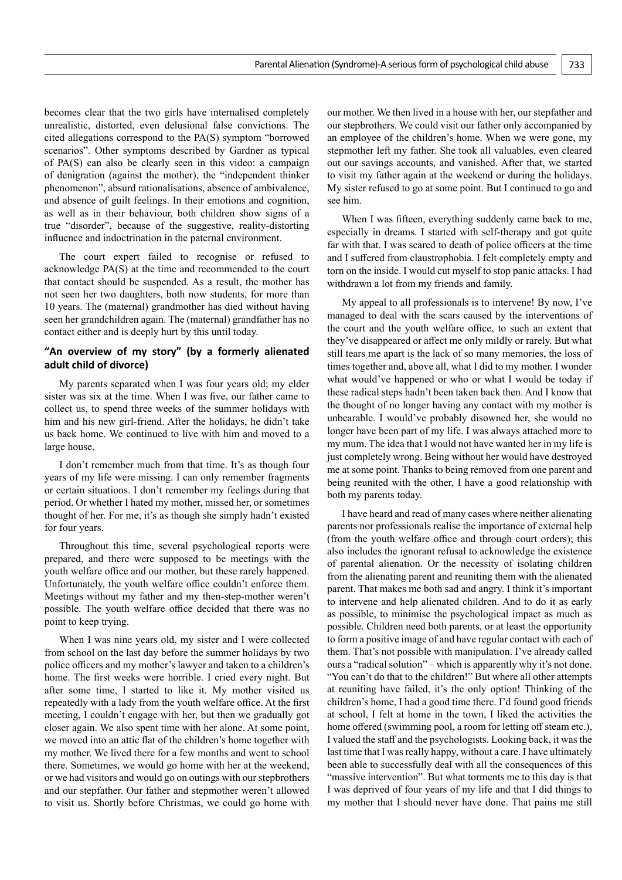becomes clear that the two girls have internalised completely unrealistic, distorted, even delusional false convictions. The cited allegations correspond to the PA(S) symptom "borrowed scenarios". Other symptoms described by Gardner as typical of PA(S) can also be clearly seen in this video: a campaign of denigration (against the mother), the "independent thinker phenomenon", absurd rationalisations, absence of ambivalence, and absence of guilt feelings. In their emotions and cognition, as well as in their behaviour, both children show signs of a true "disorder", because of the suggestive, reality-distorting influence and indoctrination in the paternal environment.

The court expert failed to recognise or refused to acknowledge PA(S) at the time and recommended to the court that contact should be suspended. As a result, the mother has not seen her two daughters, both now students, for more than 10 years. The (maternal) grandmother has died without having seen her grandchildren again. The (maternal) grandfather has no contact either and is deeply hurt by this until today.

### "An overview of my story" (by a formerly alienated adult child of divorce)

My parents separated when I was four years old; my elder sister was six at the time. When I was five, our father came to collect us, to spend three weeks of the summer holidays with him and his new girl-friend. After the holidays, he didn't take us back home. We continued to live with him and moved to a large house.

I don't remember much from that time. It's as though four years of my life were missing. I can only remember fragments or certain situations. I don't remember my feelings during that period. Or whether I hated my mother, missed her, or sometimes thought of her. For me, it's as though she simply hadn't existed for four years.

Throughout this time, several psychological reports were prepared, and there were supposed to be meetings with the youth welfare office and our mother, but these rarely happened. Unfortunately, the youth welfare office couldn't enforce them. Meetings without my father and my then-step-mother weren't possible. The youth welfare office decided that there was no point to keep trying.

When I was nine years old, my sister and I were collected from school on the last day before the summer holidays by two police officers and my mother's lawyer and taken to a children's home. The first weeks were horrible. I cried every night. But after some time, I started to like it. My mother visited us repeatedly with a lady from the youth welfare office. At the first meeting, I couldn't engage with her, but then we gradually got closer again. We also spent time with her alone. At some point, we moved into an attic flat of the children's home together with my mother. We lived there for a few months and went to school there. Sometimes, we would go home with her at the weekend, or we had visitors and would go on outings with our stepbrothers and our stepfather. Our father and stepmother weren't allowed to visit us. Shortly before Christmas, we could go home with our mother. We then lived in a house with her, our stepfather and our stepbrothers. We could visit our father only accompanied by an employee of the children's home. When we were gone, my stepmother left my father. She took all valuables, even cleared out our savings accounts, and vanished. After that, we started to visit my father again at the weekend or during the holidays. My sister refused to go at some point. But I continued to go and see him.

When I was fifteen, everything suddenly came back to me, especially in dreams. I started with self-therapy and got quite far with that. I was scared to death of police officers at the time and I suffered from claustrophobia. I felt completely empty and torn on the inside. I would cut myself to stop panic attacks. I had withdrawn a lot from my friends and family.

My appeal to all professionals is to intervene! By now, I've managed to deal with the scars caused by the interventions of the court and the youth welfare office, to such an extent that they've disappeared or affect me only mildly or rarely. But what still tears me apart is the lack of so many memories, the loss of times together and, above all, what I did to my mother. I wonder what would've happened or who or what I would be today if these radical steps hadn't been taken back then. And I know that the thought of no longer having any contact with my mother is unbearable. I would've probably disowned her, she would no longer have been part of my life. I was always attached more to my mum. The idea that I would not have wanted her in my life is just completely wrong. Being without her would have destroyed me at some point. Thanks to being removed from one parent and being reunited with the other, I have a good relationship with both my parents today.

I have heard and read of many cases where neither alienating parents nor professionals realise the importance of external help (from the youth welfare office and through court orders); this also includes the ignorant refusal to acknowledge the existence of parental alienation. Or the necessity of isolating children from the alienating parent and reuniting them with the alienated parent. That makes me both sad and angry. I think it's important to intervene and help alienated children. And to do it as early as possible, to minimise the psychological impact as much as possible. Children need both parents, or at least the opportunity to form a positive image of and have regular contact with each of them. That's not possible with manipulation. I've already called ours a "radical solution" – which is apparently why it's not done. "You can't do that to the children!" But where all other attempts at reuniting have failed, it's the only option! Thinking of the children's home, I had a good time there. I'd found good friends at school, I felt at home in the town, I liked the activities the home offered (swimming pool, a room for letting off steam etc.), I valued the staff and the psychologists. Looking back, it was the last time that I was really happy, without a care. I have ultimately been able to successfully deal with all the consequences of this "massive intervention". But what torments me to this day is that I was deprived of four years of my life and that I did things to my mother that I should never have done. That pains me still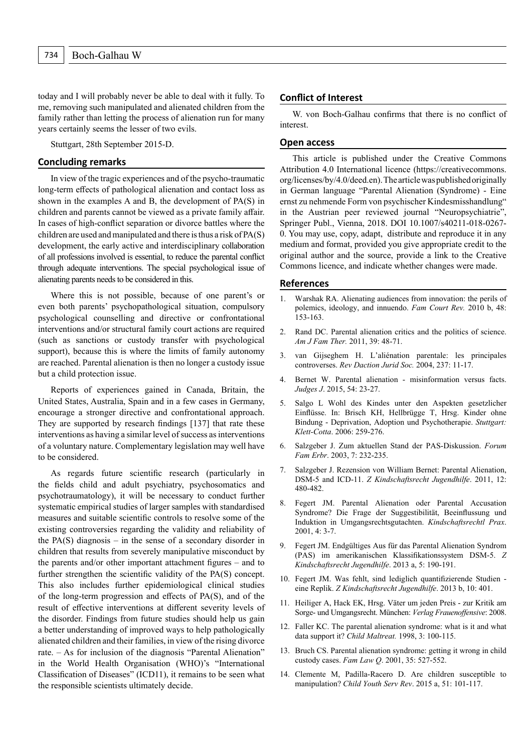today and I will probably never be able to deal with it fully. To me, removing such manipulated and alienated children from the family rather than letting the process of alienation run for many years certainly seems the lesser of two evils.

Stuttgart, 28th September 2015-D.

## Concluding remarks

In view of the tragic experiences and of the psycho-traumatic long-term effects of pathological alienation and contact loss as shown in the examples A and B, the development of PA(S) in children and parents cannot be viewed as a private family affair. In cases of high-conflict separation or divorce battles where the children are used and manipulated and there is thus a risk of PA(S) development, the early active and interdisciplinary collaboration of all professions involved is essential, to reduce the parental conflict through adequate interventions. The special psychological issue of alienating parents needs to be considered in this.

Where this is not possible, because of one parent's or even both parents' psychopathological situation, compulsory psychological counselling and directive or confrontational interventions and/or structural family court actions are required (such as sanctions or custody transfer with psychological support), because this is where the limits of family autonomy are reached. Parental alienation is then no longer a custody issue but a child protection issue.

Reports of experiences gained in Canada, Britain, the United States, Australia, Spain and in a few cases in Germany, encourage a stronger directive and confrontational approach. They are supported by research findings [137] that rate these interventions as having a similar level of success as interventions of a voluntary nature. Complementary legislation may well have to be considered.

As regards future scientific research (particularly in the fields child and adult psychiatry, psychosomatics and psychotraumatology), it will be necessary to conduct further systematic empirical studies of larger samples with standardised measures and suitable scientific controls to resolve some of the existing controversies regarding the validity and reliability of the PA(S) diagnosis – in the sense of a secondary disorder in children that results from severely manipulative misconduct by the parents and/or other important attachment figures – and to further strengthen the scientific validity of the PA(S) concept. This also includes further epidemiological clinical studies of the long-term progression and effects of PA(S), and of the result of effective interventions at different severity levels of the disorder. Findings from future studies should help us gain a better understanding of improved ways to help pathologically alienated children and their families, in view of the rising divorce rate. – As for inclusion of the diagnosis "Parental Alienation" in the World Health Organisation (WHO)'s "International Classification of Diseases" (ICD11), it remains to be seen what the responsible scientists ultimately decide.

## Conflict of Interest

W. von Boch-Galhau confirms that there is no conflict of interest.

## Open access

This article is published under the Creative Commons Attribution 4.0 International licence (https://creativecommons.org/licenses/by/4.0/deed.en). The article was published originally in German language "Parental Alienation (Syndrome) - Eine ernst zu nehmende Form von psychischer Kindesmisshandlung" in the Austrian peer reviewed journal "Neuropsychiatrie", Springer Publ., Vienna, 2018. DOI 10.1007/s40211-018-0267-0. You may use, copy, adapt, distribute and reproduce it in any medium and format, provided you give appropriate credit to the original author and the source, provide a link to the Creative Commons licence, and indicate whether changes were made.

## References

1. Warshak RA. Alienating audiences from innovation: the perils of polemics, ideology, and innuendo. *Fam Court Rev.* 2010 b, 48: 153-163.
2. Rand DC. Parental alienation critics and the politics of science. *Am J Fam Ther.* 2011, 39: 48-71.
3. van Gijseghem H. L'aliénation parentale: les principales controverses. *Rev Daction Jurid Soc.* 2004, 237: 11-17.
4. Bernet W. Parental alienation - misinformation versus facts. *Judges J*. 2015, 54: 23-27.
5. Salgo L Wohl des Kindes unter den Aspekten gesetzlicher Einflüsse. In: Brisch KH, Hellbrügge T, Hrsg. Kinder ohne Bindung - Deprivation, Adoption und Psychotherapie. *Stuttgart: Klett-Cotta*. 2006: 259-276.
6. Salzgeber J. Zum aktuellen Stand der PAS-Diskussion. *Forum Fam Erbr*. 2003, 7: 232-235.
7. Salzgeber J. Rezension von William Bernet: Parental Alienation, DSM-5 and ICD-11. *Z Kindschaftsrecht Jugendhilfe*. 2011, 12: 480-482.
8. Fegert JM. Parental Alienation oder Parental Accusation Syndrome? Die Frage der Suggestibilität, Beeinflussung und Induktion in Umgangsrechtsgutachten. *Kindschaftsrechtl Prax*. 2001, 4: 3-7.
9. Fegert JM. Endgültiges Aus für das Parental Alienation Syndrom (PAS) im amerikanischen Klassifikationssystem DSM-5. *Z Kindschaftsrecht Jugendhilfe*. 2013 a, 5: 190-191.
10. Fegert JM. Was fehlt, sind lediglich quantifizierende Studien - eine Replik. *Z Kindschaftsrecht Jugendhilfe*. 2013 b, 10: 401.
11. Heiliger A, Hack EK, Hrsg. Väter um jeden Preis - zur Kritik am Sorge- und Umgangsrecht. München: *Verlag Frauenoffensive*: 2008.
12. Faller KC. The parental alienation syndrome: what is it and what data support it? *Child Maltreat.* 1998, 3: 100-115.
13. Bruch CS. Parental alienation syndrome: getting it wrong in child custody cases. *Fam Law Q*. 2001, 35: 527-552.
14. Clemente M, Padilla-Racero D. Are children susceptible to manipulation? *Child Youth Serv Rev*. 2015 a, 51: 101-117.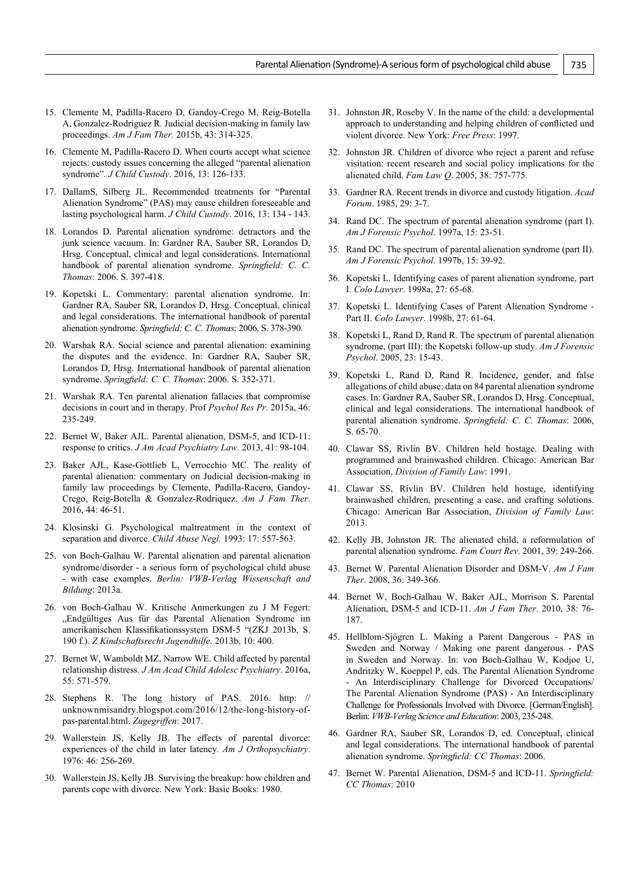15. Clemente M, Padilla-Racero D, Gandoy-Crego M, Reig-Botella A, Gonzalez-Rodriguez R. Judicial decision-making in family law proceedings. *Am J Fam Ther.* 2015b, 43: 314-325.

16. Clemente M, Padilla-Racero D. When courts accept what science rejects: custody issues concerning the alleged "parental alienation syndrome". *J Child Custody*. 2016, 13: 126-133.

17. DallamS, Silberg JL. Recommended treatments for "Parental Alienation Syndrome" (PAS) may cause children foreseeable and lasting psychological harm. *J Child Custody*. 2016, 13: 134 - 143.

18. Lorandos D. Parental alienation syndrome: detractors and the junk science vacuum. In: Gardner RA, Sauber SR, Lorandos D, Hrsg. Conceptual, clinical and legal considerations. International handbook of parental alienation syndrome. *Springfield: C. C. Thomas*: 2006. S. 397-418.

19. Kopetski L. Commentary: parental alienation syndrome. In: Gardner RA, Sauber SR, Lorandos D, Hrsg. Conceptual, clinical and legal considerations. The international handbook of parental alienation syndrome. *Springfield: C. C. Thomas*: 2006, S. 378-390.

20. Warshak RA. Social science and parental alienation: examining the disputes and the evidence. In: Gardner RA, Sauber SR, Lorandos D, Hrsg. International handbook of parental alienation syndrome. *Springfield: C. C. Thomas*: 2006. S. 352-371.

21. Warshak RA. Ten parental alienation fallacies that compromise decisions in court and in therapy. Prof *Psychol Res Pr*. 2015a, 46: 235-249.

22. Bernet W, Baker AJL. Parental alienation, DSM-5, and ICD-11: response to critics. *J Am Acad Psychiatry Law*. 2013, 41: 98-104.

23. Baker AJL, Kase-Gottlieb L, Verrocchio MC. The reality of parental alienation: commentary on Judicial decision-making in family law proceedings by Clemente, Padilla-Racero, Gandoy-Crego, Reig-Botella & Gonzalez-Rodriquez. *Am J Fam Ther*. 2016, 44: 46-51.

24. Klosinski G. Psychological maltreatment in the context of separation and divorce. *Child Abuse Negl.* 1993: 17: 557-563.

25. von Boch-Galhau W. Parental alienation and parental alienation syndrome/disorder - a serious form of psychological child abuse - with case examples. *Berlin: VWB-Verlag Wissenschaft and Bildung*: 2013a.

26. von Boch-Galhau W. Kritische Anmerkungen zu J M Fegert: „Endgültiges Aus für das Parental Alienation Syndrome im amerikanischen Klassifikationssystem DSM-5 "(ZKJ 2013b, S. 190 f.). *Z Kindschaftsrecht Jugendhilfe*. 2013b, 10: 400.

27. Bernet W, Wamboldt MZ, Narrow WE. Child affected by parental relationship distress. *J Am Acad Child Adolesc Psychiatry*. 2016a, 55: 571-579.

28. Stephens R. The long history of PAS. 2016. http: // unknownmisandry.blogspot.com/2016/12/the-long-history-of-pas-parental.html. *Zugegriffen*: 2017.

29. Wallerstein JS, Kelly JB. The effects of parental divorce: experiences of the child in later latency. *Am J Orthopsychiatry*. 1976: 46: 256-269.

30. Wallerstein JS, Kelly JB. Surviving the breakup: how children and parents cope with divorce. New York: Basic Books: 1980.

31. Johnston JR, Roseby V. In the name of the child: a developmental approach to understanding and helping children of conflicted und violent divorce. New York: *Free Press*: 1997.

32. Johnston JR. Children of divorce who reject a parent and refuse visitation: recent research and social policy implications for the alienated child. *Fam Law Q*. 2005, 38: 757-775.

33. Gardner RA. Recent trends in divorce and custody litigation. *Acad Forum*. 1985, 29: 3-7.

34. Rand DC. The spectrum of parental alienation syndrome (part I). *Am J Forensic Psychol*. 1997a, 15: 23-51.

35. Rand DC. The spectrum of parental alienation syndrome (part II). *Am J Forensic Psychol*. 1997b, 15: 39-92.

36. Kopetski L. Identifying cases of parent alienation syndrome, part I. *Colo Lawyer*. 1998a, 27: 65-68.

37. Kopetski L. Identifying Cases of Parent Alienation Syndrome - Part II. *Colo Lawyer*. 1998b, 27: 61-64.

38. Kopetski L, Rand D, Rand R. The spectrum of parental alienation syndrome, (part III): the Kopetski follow-up study. *Am J Forensic Psychol*. 2005, 23: 15-43.

39. Kopetski L, Rand D, Rand R. Incidence, gender, and false allegations of child abuse: data on 84 parental alienation syndrome cases. In: Gardner RA, Sauber SR, Lorandos D, Hrsg. Conceptual, clinical and legal considerations. The international handbook of parental alienation syndrome. *Springfield: C. C. Thomas*: 2006, S. 65-70.

40. Clawar SS, Rivlin BV. Children held hostage. Dealing with programmed and brainwashed children. Chicago: American Bar Association, *Division of Family Law*: 1991.

41. Clawar SS, Rivlin BV. Children held hostage, identifying brainwashed children, presenting a case, and crafting solutions. Chicago: American Bar Association, *Division of Family Law*: 2013.

42. Kelly JB, Johnston JR. The alienated child, a reformulation of parental alienation syndrome. *Fam Court Rev*. 2001, 39: 249-266.

43. Bernet W. Parental Alienation Disorder and DSM-V. *Am J Fam Ther*. 2008, 36: 349-366.

44. Bernet W, Boch-Galhau W, Baker AJL, Morrison S. Parental Alienation, DSM-5 and ICD-11. *Am J Fam Ther*. 2010, 38: 76-187.

45. Hellblom-Sjögren L. Making a Parent Dangerous - PAS in Sweden and Norway / Making one parent dangerous - PAS in Sweden and Norway. In: von Boch-Galhau W, Kodjoe U, Andritzky W, Koeppel P, eds. The Parental Alienation Syndrome - An Interdisciplinary Challenge for Divorced Occupations/ The Parental Alienation Syndrome (PAS) - An Interdisciplinary Challenge for Professionals Involved with Divorce. [German/English]. Berlin: *VWB-Verlag Science and Education*: 2003, 235-248.

46. Gardner RA, Sauber SR, Lorandos D, ed. Conceptual, clinical and legal considerations. The international handbook of parental alienation syndrome. *Springfield: CC Thomas*: 2006.

47. Bernet W. Parental Alienation, DSM-5 and ICD-11. *Springfield: CC Thomas*: 2010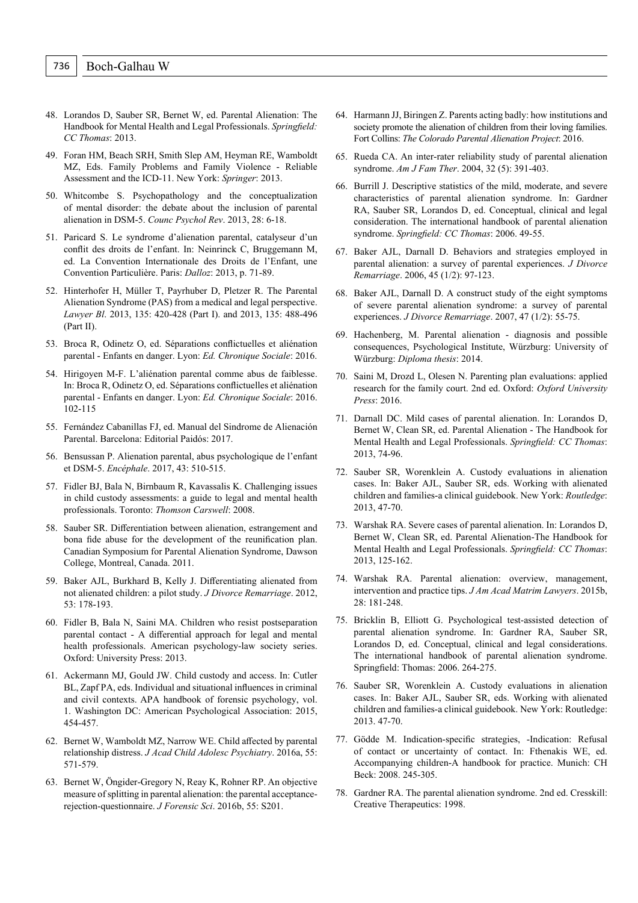48. Lorandos D, Sauber SR, Bernet W, ed. Parental Alienation: The Handbook for Mental Health and Legal Professionals. *Springfield: CC Thomas*: 2013.
49. Foran HM, Beach SRH, Smith Slep AM, Heyman RE, Wamboldt MZ, Eds. Family Problems and Family Violence - Reliable Assessment and the ICD-11. New York: *Springer*: 2013.
50. Whitcombe S. Psychopathology and the conceptualization of mental disorder: the debate about the inclusion of parental alienation in DSM-5. *Counc Psychol Rev*. 2013, 28: 6-18.
51. Paricard S. Le syndrome d'alienation parental, catalyseur d'un conflit des droits de l'enfant. In: Neinrinck C, Bruggemann M, ed. La Convention Internationale des Droits de l'Enfant, une Convention Particulière. Paris: *Dalloz*: 2013, p. 71-89.
52. Hinterhofer H, Müller T, Payrhuber D, Pletzer R. The Parental Alienation Syndrome (PAS) from a medical and legal perspective. *Lawyer Bl*. 2013, 135: 420-428 (Part I). and 2013, 135: 488-496 (Part II).
53. Broca R, Odinetz O, ed. Séparations conflictuelles et aliénation parental - Enfants en danger. Lyon: *Ed. Chronique Sociale*: 2016.
54. Hirigoyen M-F. L'aliénation parental comme abus de faiblesse. In: Broca R, Odinetz O, ed. Séparations conflictuelles et aliénation parental - Enfants en danger. Lyon: *Ed. Chronique Sociale*: 2016. 102-115
55. Fernández Cabanillas FJ, ed. Manual del Sindrome de Alienación Parental. Barcelona: Editorial Paidós: 2017.
56. Bensussan P. Alienation parental, abus psychologique de l'enfant et DSM-5. *Encéphale*. 2017, 43: 510-515.
57. Fidler BJ, Bala N, Birnbaum R, Kavassalis K. Challenging issues in child custody assessments: a guide to legal and mental health professionals. Toronto: *Thomson Carswell*: 2008.
58. Sauber SR. Differentiation between alienation, estrangement and bona fide abuse for the development of the reunification plan. Canadian Symposium for Parental Alienation Syndrome, Dawson College, Montreal, Canada. 2011.
59. Baker AJL, Burkhard B, Kelly J. Differentiating alienated from not alienated children: a pilot study. *J Divorce Remarriage*. 2012, 53: 178-193.
60. Fidler B, Bala N, Saini MA. Children who resist postseparation parental contact - A differential approach for legal and mental health professionals. American psychology-law society series. Oxford: University Press: 2013.
61. Ackermann MJ, Gould JW. Child custody and access. In: Cutler BL, Zapf PA, eds. Individual and situational influences in criminal and civil contexts. APA handbook of forensic psychology, vol. 1. Washington DC: American Psychological Association: 2015, 454-457.
62. Bernet W, Wamboldt MZ, Narrow WE. Child affected by parental relationship distress. *J Acad Child Adolesc Psychiatry*. 2016a, 55: 571-579.
63. Bernet W, Öngider-Gregory N, Reay K, Rohner RP. An objective measure of splitting in parental alienation: the parental acceptance-rejection-questionnaire. *J Forensic Sci*. 2016b, 55: S201.
64. Harmann JJ, Biringen Z. Parents acting badly: how institutions and society promote the alienation of children from their loving families. Fort Collins: *The Colorado Parental Alienation Project*: 2016.
65. Rueda CA. An inter-rater reliability study of parental alienation syndrome. *Am J Fam Ther*. 2004, 32 (5): 391-403.
66. Burrill J. Descriptive statistics of the mild, moderate, and severe characteristics of parental alienation syndrome. In: Gardner RA, Sauber SR, Lorandos D, ed. Conceptual, clinical and legal consideration. The international handbook of parental alienation syndrome. *Springfield: CC Thomas*: 2006. 49-55.
67. Baker AJL, Darnall D. Behaviors and strategies employed in parental alienation: a survey of parental experiences. *J Divorce Remarriage*. 2006, 45 (1/2): 97-123.
68. Baker AJL, Darnall D. A construct study of the eight symptoms of severe parental alienation syndrome: a survey of parental experiences. *J Divorce Remarriage*. 2007, 47 (1/2): 55-75.
69. Hachenberg, M. Parental alienation - diagnosis and possible consequences, Psychological Institute, Würzburg: University of Würzburg: *Diploma thesis*: 2014.
70. Saini M, Drozd L, Olesen N. Parenting plan evaluations: applied research for the family court. 2nd ed. Oxford: *Oxford University Press*: 2016.
71. Darnall DC. Mild cases of parental alienation. In: Lorandos D, Bernet W, Clean SR, ed. Parental Alienation - The Handbook for Mental Health and Legal Professionals. *Springfield: CC Thomas*: 2013, 74-96.
72. Sauber SR, Worenklein A. Custody evaluations in alienation cases. In: Baker AJL, Sauber SR, eds. Working with alienated children and families-a clinical guidebook. New York: *Routledge*: 2013, 47-70.
73. Warshak RA. Severe cases of parental alienation. In: Lorandos D, Bernet W, Clean SR, ed. Parental Alienation-The Handbook for Mental Health and Legal Professionals. *Springfield: CC Thomas*: 2013, 125-162.
74. Warshak RA. Parental alienation: overview, management, intervention and practice tips. *J Am Acad Matrim Lawyers*. 2015b, 28: 181-248.
75. Bricklin B, Elliott G. Psychological test-assisted detection of parental alienation syndrome. In: Gardner RA, Sauber SR, Lorandos D, ed. Conceptual, clinical and legal considerations. The international handbook of parental alienation syndrome. Springfield: Thomas: 2006. 264-275.
76. Sauber SR, Worenklein A. Custody evaluations in alienation cases. In: Baker AJL, Sauber SR, eds. Working with alienated children and families-a clinical guidebook. New York: Routledge: 2013. 47-70.
77. Gödde M. Indication-specific strategies, -Indication: Refusal of contact or uncertainty of contact. In: Fthenakis WE, ed. Accompanying children-A handbook for practice. Munich: CH Beck: 2008. 245-305.
78. Gardner RA. The parental alienation syndrome. 2nd ed. Cresskill: Creative Therapeutics: 1998.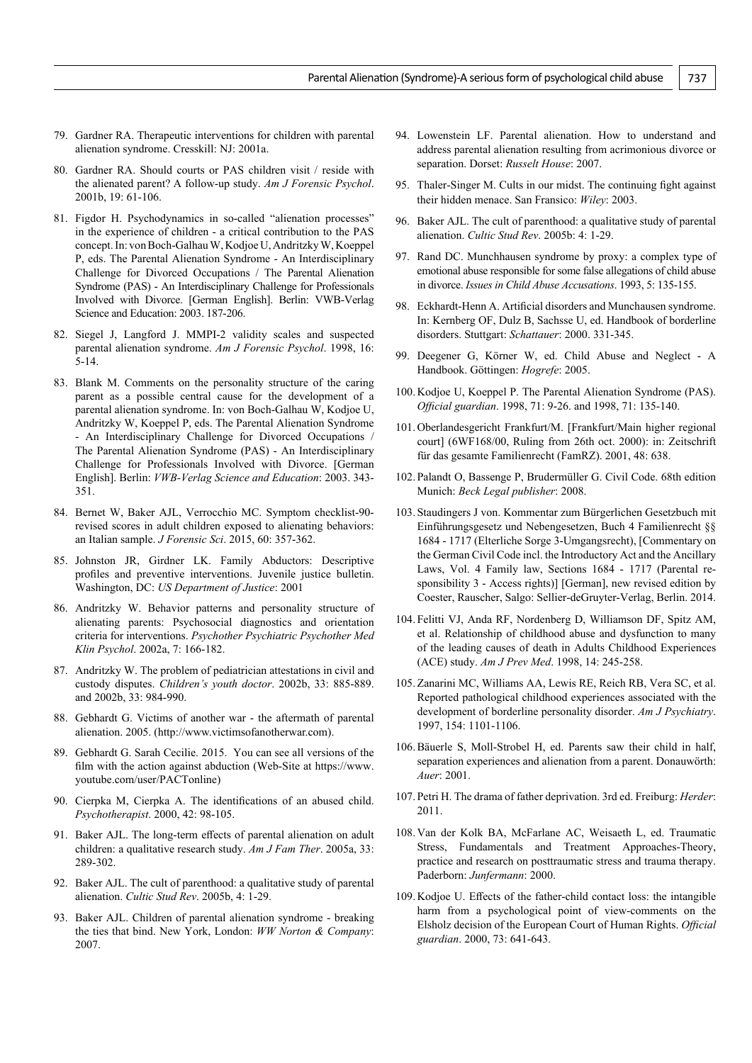79. Gardner RA. Therapeutic interventions for children with parental alienation syndrome. Cresskill: NJ: 2001a.

80. Gardner RA. Should courts or PAS children visit / reside with the alienated parent? A follow-up study. *Am J Forensic Psychol*. 2001b, 19: 61-106.

81. Figdor H. Psychodynamics in so-called "alienation processes" in the experience of children - a critical contribution to the PAS concept. In: von Boch-Galhau W, Kodjoe U, Andritzky W, Koeppel P, eds. The Parental Alienation Syndrome - An Interdisciplinary Challenge for Divorced Occupations / The Parental Alienation Syndrome (PAS) - An Interdisciplinary Challenge for Professionals Involved with Divorce. [German English]. Berlin: VWB-Verlag Science and Education: 2003. 187-206.

82. Siegel J, Langford J. MMPI-2 validity scales and suspected parental alienation syndrome. *Am J Forensic Psychol*. 1998, 16: 5-14.

83. Blank M. Comments on the personality structure of the caring parent as a possible central cause for the development of a parental alienation syndrome. In: von Boch-Galhau W, Kodjoe U, Andritzky W, Koeppel P, eds. The Parental Alienation Syndrome - An Interdisciplinary Challenge for Divorced Occupations / The Parental Alienation Syndrome (PAS) - An Interdisciplinary Challenge for Professionals Involved with Divorce. [German English]. Berlin: *VWB-Verlag Science and Education*: 2003. 343-351.

84. Bernet W, Baker AJL, Verrocchio MC. Symptom checklist-90-revised scores in adult children exposed to alienating behaviors: an Italian sample. *J Forensic Sci*. 2015, 60: 357-362.

85. Johnston JR, Girdner LK. Family Abductors: Descriptive profiles and preventive interventions. Juvenile justice bulletin. Washington, DC: *US Department of Justice*: 2001

86. Andritzky W. Behavior patterns and personality structure of alienating parents: Psychosocial diagnostics and orientation criteria for interventions. *Psychother Psychiatric Psychother Med Klin Psychol*. 2002a, 7: 166-182.

87. Andritzky W. The problem of pediatrician attestations in civil and custody disputes. *Children's youth doctor*. 2002b, 33: 885-889. and 2002b, 33: 984-990.

88. Gebhardt G. Victims of another war - the aftermath of parental alienation. 2005. (http://www.victimsofanotherwar.com).

89. Gebhardt G. Sarah Cecilie. 2015. You can see all versions of the film with the action against abduction (Web-Site at https://www.youtube.com/user/PACTonline)

90. Cierpka M, Cierpka A. The identifications of an abused child. *Psychotherapist*. 2000, 42: 98-105.

91. Baker AJL. The long-term effects of parental alienation on adult children: a qualitative research study. *Am J Fam Ther*. 2005a, 33: 289-302.

92. Baker AJL. The cult of parenthood: a qualitative study of parental alienation. *Cultic Stud Rev*. 2005b, 4: 1-29.

93. Baker AJL. Children of parental alienation syndrome - breaking the ties that bind. New York, London: *WW Norton & Company*: 2007.

94. Lowenstein LF. Parental alienation. How to understand and address parental alienation resulting from acrimonious divorce or separation. Dorset: *Russelt House*: 2007.

95. Thaler-Singer M. Cults in our midst. The continuing fight against their hidden menace. San Fransico: *Wiley*: 2003.

96. Baker AJL. The cult of parenthood: a qualitative study of parental alienation. *Cultic Stud Rev*. 2005b: 4: 1-29.

97. Rand DC. Munchhausen syndrome by proxy: a complex type of emotional abuse responsible for some false allegations of child abuse in divorce. *Issues in Child Abuse Accusations*. 1993, 5: 135-155.

98. Eckhardt-Henn A. Artificial disorders and Munchausen syndrome. In: Kernberg OF, Dulz B, Sachsse U, ed. Handbook of borderline disorders. Stuttgart: *Schattauer*: 2000. 331-345.

99. Deegener G, Körner W, ed. Child Abuse and Neglect - A Handbook. Göttingen: *Hogrefe*: 2005.

100. Kodjoe U, Koeppel P. The Parental Alienation Syndrome (PAS). *Official guardian*. 1998, 71: 9-26. and 1998, 71: 135-140.

101. Oberlandesgericht Frankfurt/M. [Frankfurt/Main higher regional court] (6WF168/00, Ruling from 26th oct. 2000): in: Zeitschrift für das gesamte Familienrecht (FamRZ). 2001, 48: 638.

102. Palandt O, Bassenge P, Brudermüller G. Civil Code. 68th edition Munich: *Beck Legal publisher*: 2008.

103. Staudingers J von. Kommentar zum Bürgerlichen Gesetzbuch mit Einführungsgesetz und Nebengesetzen, Buch 4 Familienrecht §§ 1684 - 1717 (Elterliche Sorge 3-Umgangsrecht), [Commentary on the German Civil Code incl. the Introductory Act and the Ancillary Laws, Vol. 4 Family law, Sections 1684 - 1717 (Parental responsibility 3 - Access rights)] [German], new revised edition by Coester, Rauscher, Salgo: Sellier-deGruyter-Verlag, Berlin. 2014.

104. Felitti VJ, Anda RF, Nordenberg D, Williamson DF, Spitz AM, et al. Relationship of childhood abuse and dysfunction to many of the leading causes of death in Adults Childhood Experiences (ACE) study. *Am J Prev Med*. 1998, 14: 245-258.

105. Zanarini MC, Williams AA, Lewis RE, Reich RB, Vera SC, et al. Reported pathological childhood experiences associated with the development of borderline personality disorder. *Am J Psychiatry*. 1997, 154: 1101-1106.

106. Bäuerle S, Moll-Strobel H, ed. Parents saw their child in half, separation experiences and alienation from a parent. Donauwörth: *Auer*: 2001.

107. Petri H. The drama of father deprivation. 3rd ed. Freiburg: *Herder*: 2011.

108. Van der Kolk BA, McFarlane AC, Weisaeth L, ed. Traumatic Stress, Fundamentals and Treatment Approaches-Theory, practice and research on posttraumatic stress and trauma therapy. Paderborn: *Junfermann*: 2000.

109. Kodjoe U. Effects of the father-child contact loss: the intangible harm from a psychological point of view-comments on the Elsholz decision of the European Court of Human Rights. *Official guardian*. 2000, 73: 641-643.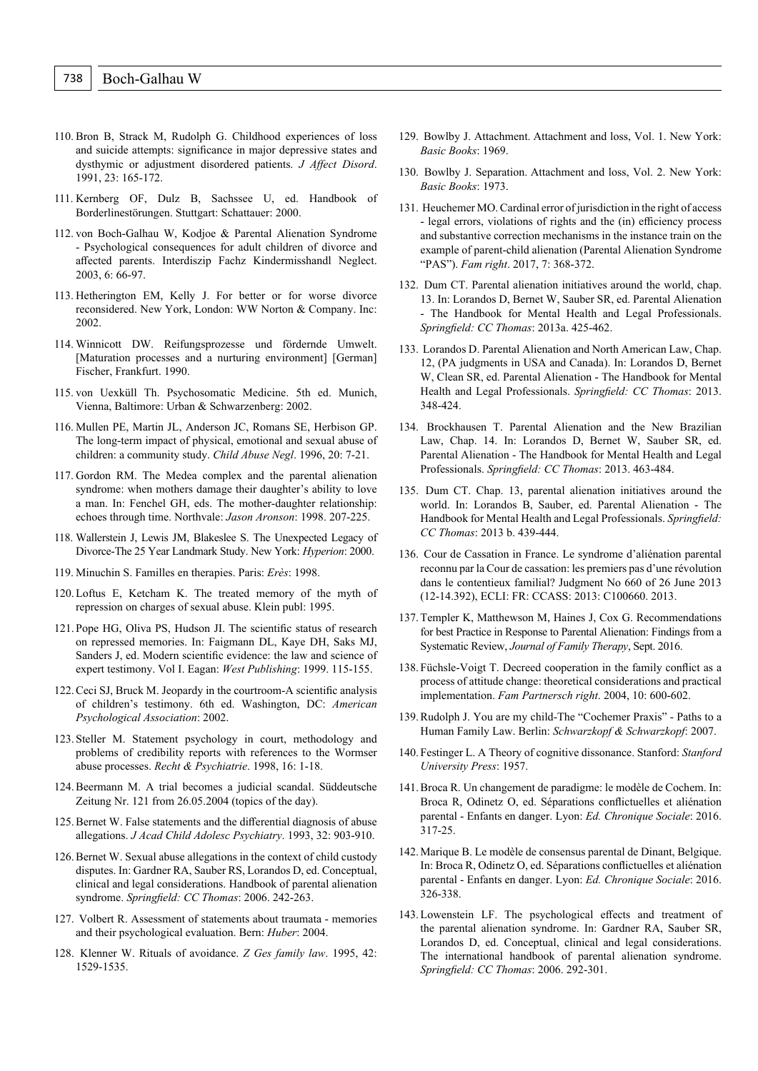110. Bron B, Strack M, Rudolph G. Childhood experiences of loss and suicide attempts: significance in major depressive states and dysthymic or adjustment disordered patients. *J Affect Disord*. 1991, 23: 165-172.

111. Kernberg OF, Dulz B, Sachssee U, ed. Handbook of Borderlinestörungen. Stuttgart: Schattauer: 2000.

112. von Boch-Galhau W, Kodjoe & Parental Alienation Syndrome - Psychological consequences for adult children of divorce and affected parents. Interdiszip Fachz Kindermisshandl Neglect. 2003, 6: 66-97.

113. Hetherington EM, Kelly J. For better or for worse divorce reconsidered. New York, London: WW Norton & Company. Inc: 2002.

114. Winnicott DW. Reifungsprozesse und fördernde Umwelt. [Maturation processes and a nurturing environment] [German] Fischer, Frankfurt. 1990.

115. von Uexküll Th. Psychosomatic Medicine. 5th ed. Munich, Vienna, Baltimore: Urban & Schwarzenberg: 2002.

116. Mullen PE, Martin JL, Anderson JC, Romans SE, Herbison GP. The long-term impact of physical, emotional and sexual abuse of children: a community study. *Child Abuse Negl*. 1996, 20: 7-21.

117. Gordon RM. The Medea complex and the parental alienation syndrome: when mothers damage their daughter's ability to love a man. In: Fenchel GH, eds. The mother-daughter relationship: echoes through time. Northvale: *Jason Aronson*: 1998. 207-225.

118. Wallerstein J, Lewis JM, Blakeslee S. The Unexpected Legacy of Divorce-The 25 Year Landmark Study. New York: *Hyperion*: 2000.

119. Minuchin S. Familles en therapies. Paris: *Erès*: 1998.

120. Loftus E, Ketcham K. The treated memory of the myth of repression on charges of sexual abuse. Klein publ: 1995.

121. Pope HG, Oliva PS, Hudson JI. The scientific status of research on repressed memories. In: Faigmann DL, Kaye DH, Saks MJ, Sanders J, ed. Modern scientific evidence: the law and science of expert testimony. Vol I. Eagan: *West Publishing*: 1999. 115-155.

122. Ceci SJ, Bruck M. Jeopardy in the courtroom-A scientific analysis of children's testimony. 6th ed. Washington, DC: *American Psychological Association*: 2002.

123. Steller M. Statement psychology in court, methodology and problems of credibility reports with references to the Wormser abuse processes. *Recht & Psychiatrie*. 1998, 16: 1-18.

124. Beermann M. A trial becomes a judicial scandal. Süddeutsche Zeitung Nr. 121 from 26.05.2004 (topics of the day).

125. Bernet W. False statements and the differential diagnosis of abuse allegations. *J Acad Child Adolesc Psychiatry*. 1993, 32: 903-910.

126. Bernet W. Sexual abuse allegations in the context of child custody disputes. In: Gardner RA, Sauber RS, Lorandos D, ed. Conceptual, clinical and legal considerations. Handbook of parental alienation syndrome. *Springfield: CC Thomas*: 2006. 242-263.

127. Volbert R. Assessment of statements about traumata - memories and their psychological evaluation. Bern: *Huber*: 2004.

128. Klenner W. Rituals of avoidance. *Z Ges family law*. 1995, 42: 1529-1535.

129. Bowlby J. Attachment. Attachment and loss, Vol. 1. New York: *Basic Books*: 1969.

130. Bowlby J. Separation. Attachment and loss, Vol. 2. New York: *Basic Books*: 1973.

131. Heuchemer MO. Cardinal error of jurisdiction in the right of access - legal errors, violations of rights and the (in) efficiency process and substantive correction mechanisms in the instance train on the example of parent-child alienation (Parental Alienation Syndrome "PAS"). *Fam right*. 2017, 7: 368-372.

132. Dum CT. Parental alienation initiatives around the world, chap. 13. In: Lorandos D, Bernet W, Sauber SR, ed. Parental Alienation - The Handbook for Mental Health and Legal Professionals. *Springfield: CC Thomas*: 2013a. 425-462.

133. Lorandos D. Parental Alienation and North American Law, Chap. 12, (PA judgments in USA and Canada). In: Lorandos D, Bernet W, Clean SR, ed. Parental Alienation - The Handbook for Mental Health and Legal Professionals. *Springfield: CC Thomas*: 2013. 348-424.

134. Brockhausen T. Parental Alienation and the New Brazilian Law, Chap. 14. In: Lorandos D, Bernet W, Sauber SR, ed. Parental Alienation - The Handbook for Mental Health and Legal Professionals. *Springfield: CC Thomas*: 2013. 463-484.

135. Dum CT. Chap. 13, parental alienation initiatives around the world. In: Lorandos B, Sauber, ed. Parental Alienation - The Handbook for Mental Health and Legal Professionals. *Springfield: CC Thomas*: 2013 b. 439-444.

136. Cour de Cassation in France. Le syndrome d'aliénation parental reconnu par la Cour de cassation: les premiers pas d'une révolution dans le contentieux familial? Judgment No 660 of 26 June 2013 (12-14.392), ECLI: FR: CCASS: 2013: C100660. 2013.

137. Templer K, Matthewson M, Haines J, Cox G. Recommendations for best Practice in Response to Parental Alienation: Findings from a Systematic Review, *Journal of Family Therapy*, Sept. 2016.

138. Füchsle-Voigt T. Decreed cooperation in the family conflict as a process of attitude change: theoretical considerations and practical implementation. *Fam Partnersch right*. 2004, 10: 600-602.

139. Rudolph J. You are my child-The "Cochemer Praxis" - Paths to a Human Family Law. Berlin: *Schwarzkopf & Schwarzkopf*: 2007.

140. Festinger L. A Theory of cognitive dissonance. Stanford: *Stanford University Press*: 1957.

141. Broca R. Un changement de paradigme: le modèle de Cochem. In: Broca R, Odinetz O, ed. Séparations conflictuelles et aliénation parental - Enfants en danger. Lyon: *Ed. Chronique Sociale*: 2016. 317-25.

142. Marique B. Le modèle de consensus parental de Dinant, Belgique. In: Broca R, Odinetz O, ed. Séparations conflictuelles et aliénation parental - Enfants en danger. Lyon: *Ed. Chronique Sociale*: 2016. 326-338.

143. Lowenstein LF. The psychological effects and treatment of the parental alienation syndrome. In: Gardner RA, Sauber SR, Lorandos D, ed. Conceptual, clinical and legal considerations. The international handbook of parental alienation syndrome. *Springfield: CC Thomas*: 2006. 292-301.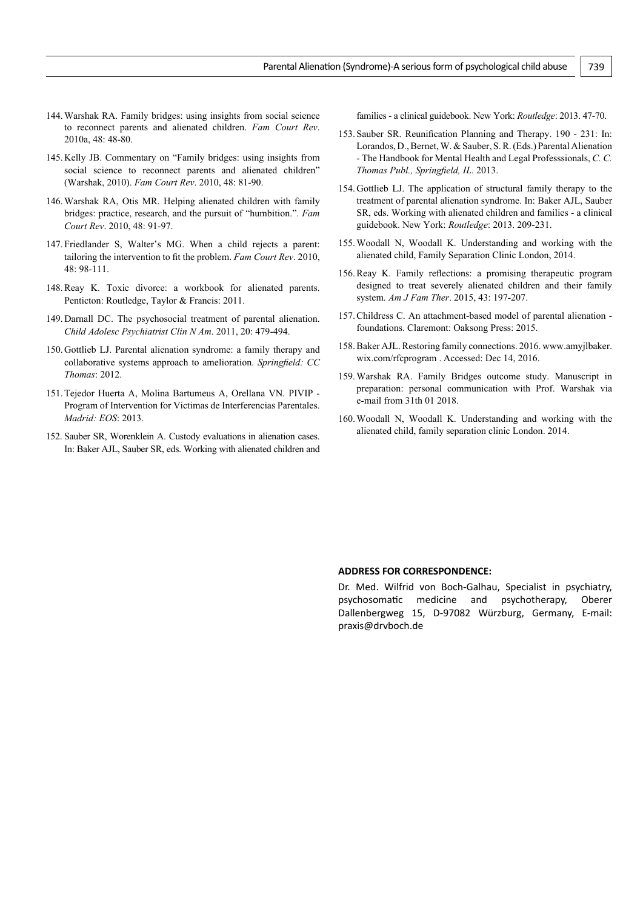144. Warshak RA. Family bridges: using insights from social science to reconnect parents and alienated children. *Fam Court Rev*. 2010a, 48: 48-80.

145. Kelly JB. Commentary on "Family bridges: using insights from social science to reconnect parents and alienated children" (Warshak, 2010). *Fam Court Rev*. 2010, 48: 81-90.

146. Warshak RA, Otis MR. Helping alienated children with family bridges: practice, research, and the pursuit of "humbition.". *Fam Court Rev*. 2010, 48: 91-97.

147. Friedlander S, Walter's MG. When a child rejects a parent: tailoring the intervention to fit the problem. *Fam Court Rev*. 2010, 48: 98-111.

148. Reay K. Toxic divorce: a workbook for alienated parents. Penticton: Routledge, Taylor & Francis: 2011.

149. Darnall DC. The psychosocial treatment of parental alienation. *Child Adolesc Psychiatrist Clin N Am*. 2011, 20: 479-494.

150. Gottlieb LJ. Parental alienation syndrome: a family therapy and collaborative systems approach to amelioration. *Springfield: CC Thomas*: 2012.

151. Tejedor Huerta A, Molina Bartumeus A, Orellana VN. PIVIP - Program of Intervention for Victimas de Interferencias Parentales. *Madrid: EOS*: 2013.

152. Sauber SR, Worenklein A. Custody evaluations in alienation cases. In: Baker AJL, Sauber SR, eds. Working with alienated children and families - a clinical guidebook. New York: *Routledge*: 2013. 47-70.

153. Sauber SR. Reunification Planning and Therapy. 190 - 231: In: Lorandos, D., Bernet, W. & Sauber, S. R. (Eds.) Parental Alienation - The Handbook for Mental Health and Legal Professsionals, *C. C. Thomas Publ., Springfield, IL*. 2013.

154. Gottlieb LJ. The application of structural family therapy to the treatment of parental alienation syndrome. In: Baker AJL, Sauber SR, eds. Working with alienated children and families - a clinical guidebook. New York: *Routledge*: 2013. 209-231.

155. Woodall N, Woodall K. Understanding and working with the alienated child, Family Separation Clinic London, 2014.

156. Reay K. Family reflections: a promising therapeutic program designed to treat severely alienated children and their family system. *Am J Fam Ther*. 2015, 43: 197-207.

157. Childress C. An attachment-based model of parental alienation - foundations. Claremont: Oaksong Press: 2015.

158. Baker AJL. Restoring family connections. 2016. www.amyjlbaker.wix.com/rfcprogram . Accessed: Dec 14, 2016.

159. Warshak RA. Family Bridges outcome study. Manuscript in preparation: personal communication with Prof. Warshak via e-mail from 31th 01 2018.

160. Woodall N, Woodall K. Understanding and working with the alienated child, family separation clinic London. 2014.

**ADDRESS FOR CORRESPONDENCE:**

Dr. Med. Wilfrid von Boch-Galhau, Specialist in psychiatry, psychosomatic medicine and psychotherapy, Oberer Dallenbergweg 15, D-97082 Würzburg, Germany, E-mail: praxis@drvboch.de